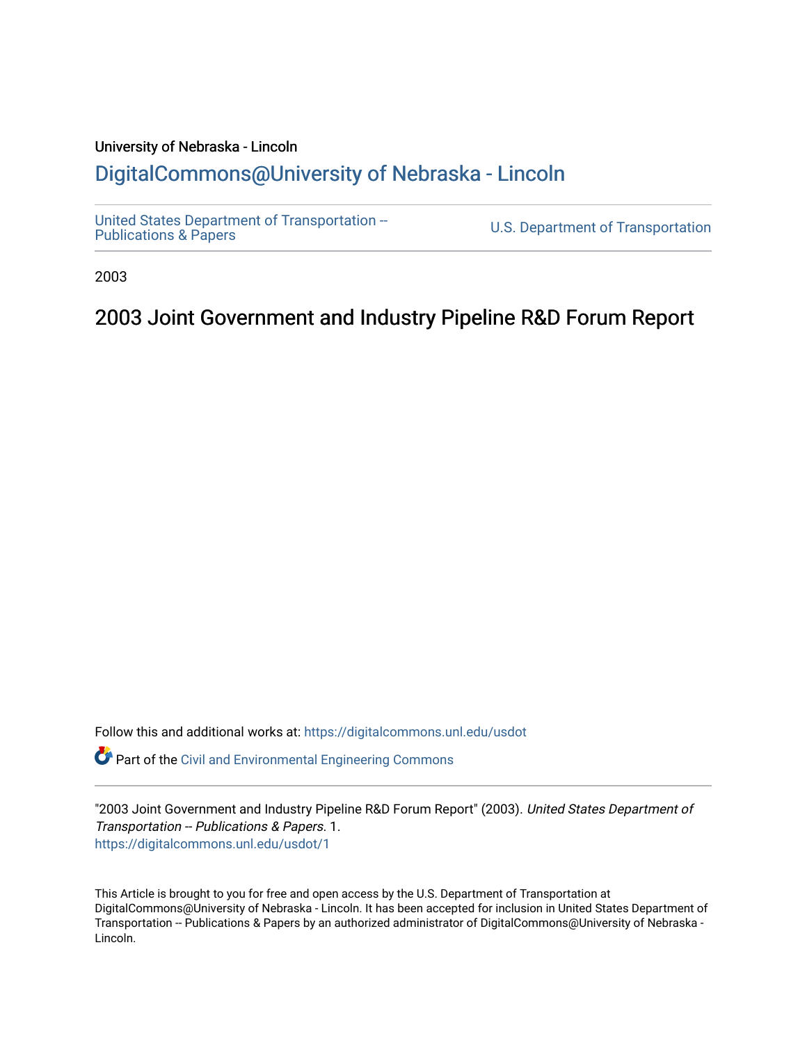University of Nebraska - Lincoln

## DigitalCommons@University of Nebraska - Lincoln

United States Department of Transportation -- Publications & Papers

U.S. Department of Transportation

2003

# 2003 Joint Government and Industry Pipeline R&D Forum Report

Follow this and additional works at: https://digitalcommons.unl.edu/usdot

Part of the Civil and Environmental Engineering Commons

"2003 Joint Government and Industry Pipeline R&D Forum Report" (2003). *United States Department of Transportation -- Publications & Papers*. 1.
https://digitalcommons.unl.edu/usdot/1

This Article is brought to you for free and open access by the U.S. Department of Transportation at DigitalCommons@University of Nebraska - Lincoln. It has been accepted for inclusion in United States Department of Transportation -- Publications & Papers by an authorized administrator of DigitalCommons@University of Nebraska - Lincoln.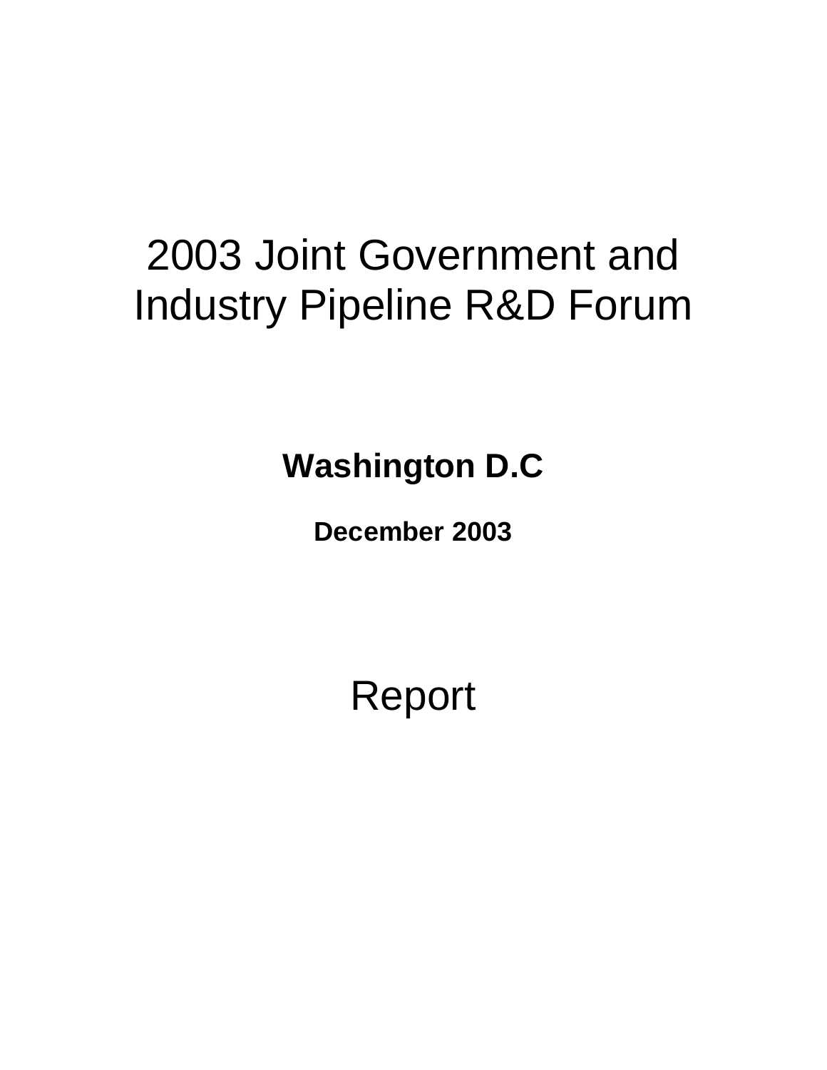# 2003 Joint Government and Industry Pipeline R&D Forum

**Washington D.C**

**December 2003**

# Report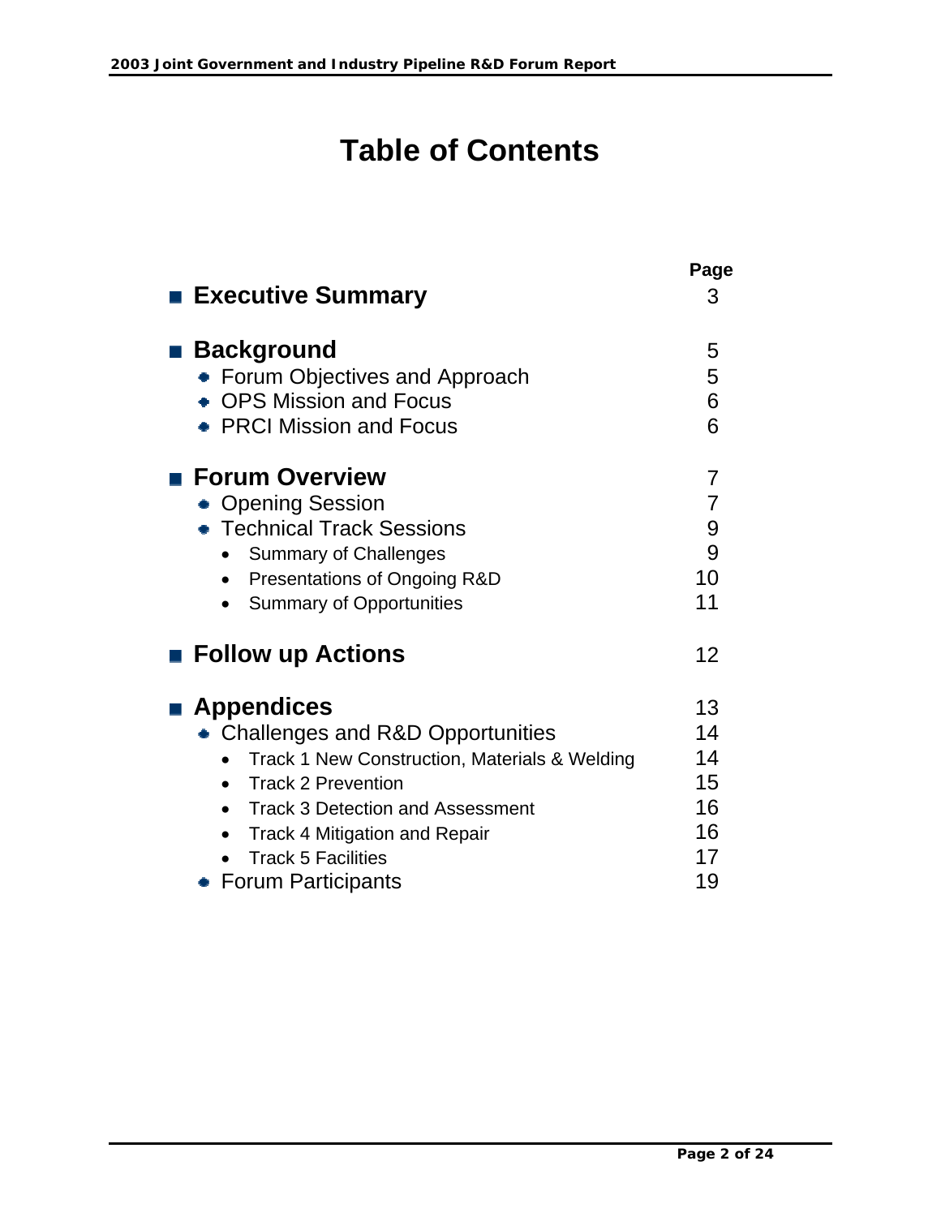# Table of Contents

| | Page |
|---|---|
| **Executive Summary** | 3 |
| **Background** | 5 |
| • Forum Objectives and Approach | 5 |
| • OPS Mission and Focus | 6 |
| • PRCI Mission and Focus | 6 |
| **Forum Overview** | 7 |
| • Opening Session | 7 |
| • Technical Track Sessions | 9 |
| &nbsp;&nbsp;&nbsp;&nbsp;• Summary of Challenges | 9 |
| &nbsp;&nbsp;&nbsp;&nbsp;• Presentations of Ongoing R&D | 10 |
| &nbsp;&nbsp;&nbsp;&nbsp;• Summary of Opportunities | 11 |
| **Follow up Actions** | 12 |
| **Appendices** | 13 |
| • Challenges and R&D Opportunities | 14 |
| &nbsp;&nbsp;&nbsp;&nbsp;• Track 1 New Construction, Materials & Welding | 14 |
| &nbsp;&nbsp;&nbsp;&nbsp;• Track 2 Prevention | 15 |
| &nbsp;&nbsp;&nbsp;&nbsp;• Track 3 Detection and Assessment | 16 |
| &nbsp;&nbsp;&nbsp;&nbsp;• Track 4 Mitigation and Repair | 16 |
| &nbsp;&nbsp;&nbsp;&nbsp;• Track 5 Facilities | 17 |
| • Forum Participants | 19 |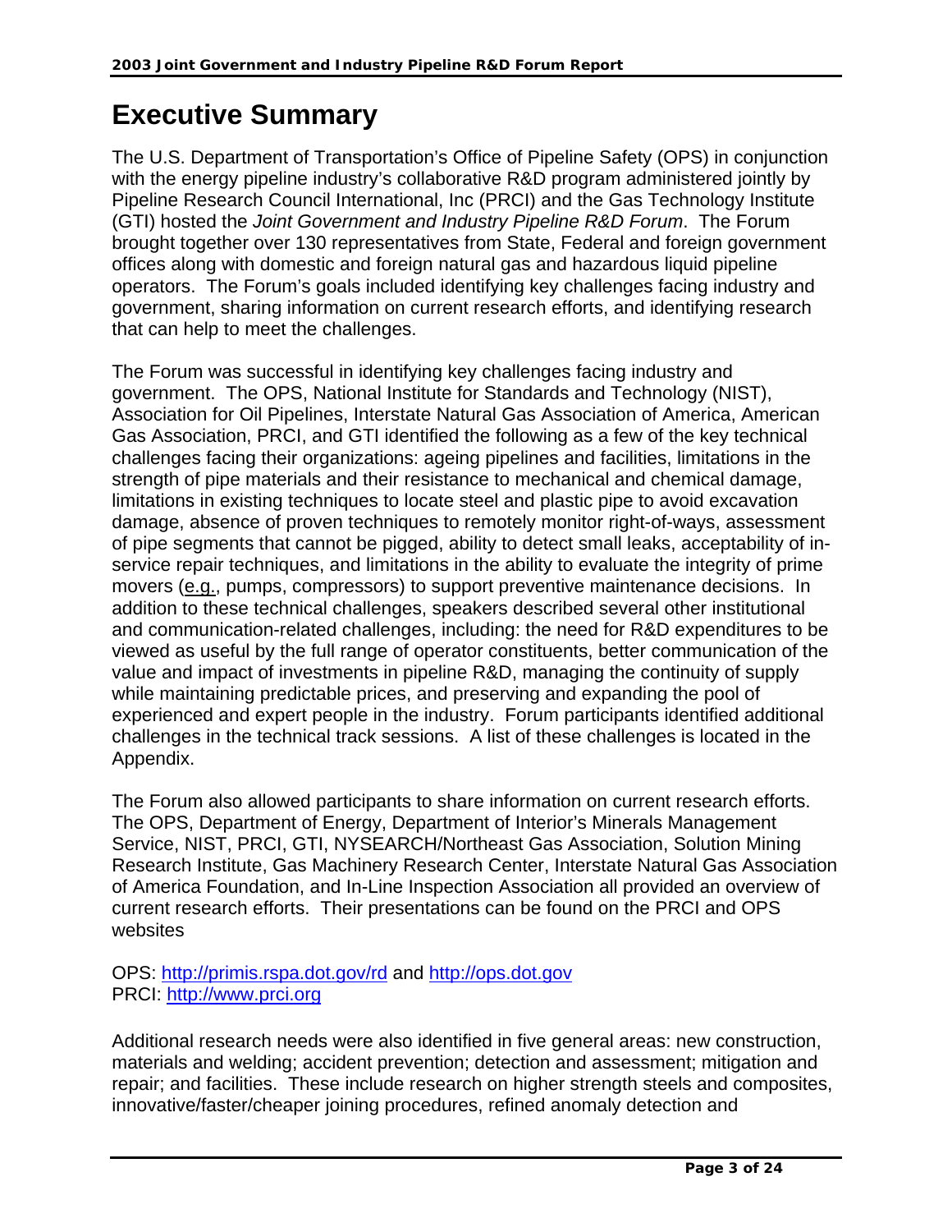# Executive Summary

The U.S. Department of Transportation's Office of Pipeline Safety (OPS) in conjunction with the energy pipeline industry's collaborative R&D program administered jointly by Pipeline Research Council International, Inc (PRCI) and the Gas Technology Institute (GTI) hosted the *Joint Government and Industry Pipeline R&D Forum*. The Forum brought together over 130 representatives from State, Federal and foreign government offices along with domestic and foreign natural gas and hazardous liquid pipeline operators. The Forum's goals included identifying key challenges facing industry and government, sharing information on current research efforts, and identifying research that can help to meet the challenges.

The Forum was successful in identifying key challenges facing industry and government. The OPS, National Institute for Standards and Technology (NIST), Association for Oil Pipelines, Interstate Natural Gas Association of America, American Gas Association, PRCI, and GTI identified the following as a few of the key technical challenges facing their organizations: ageing pipelines and facilities, limitations in the strength of pipe materials and their resistance to mechanical and chemical damage, limitations in existing techniques to locate steel and plastic pipe to avoid excavation damage, absence of proven techniques to remotely monitor right-of-ways, assessment of pipe segments that cannot be pigged, ability to detect small leaks, acceptability of in-service repair techniques, and limitations in the ability to evaluate the integrity of prime movers (e.g., pumps, compressors) to support preventive maintenance decisions. In addition to these technical challenges, speakers described several other institutional and communication-related challenges, including: the need for R&D expenditures to be viewed as useful by the full range of operator constituents, better communication of the value and impact of investments in pipeline R&D, managing the continuity of supply while maintaining predictable prices, and preserving and expanding the pool of experienced and expert people in the industry. Forum participants identified additional challenges in the technical track sessions. A list of these challenges is located in the Appendix.

The Forum also allowed participants to share information on current research efforts. The OPS, Department of Energy, Department of Interior's Minerals Management Service, NIST, PRCI, GTI, NYSEARCH/Northeast Gas Association, Solution Mining Research Institute, Gas Machinery Research Center, Interstate Natural Gas Association of America Foundation, and In-Line Inspection Association all provided an overview of current research efforts. Their presentations can be found on the PRCI and OPS websites

OPS: http://primis.rspa.dot.gov/rd and http://ops.dot.gov
PRCI: http://www.prci.org

Additional research needs were also identified in five general areas: new construction, materials and welding; accident prevention; detection and assessment; mitigation and repair; and facilities. These include research on higher strength steels and composites, innovative/faster/cheaper joining procedures, refined anomaly detection and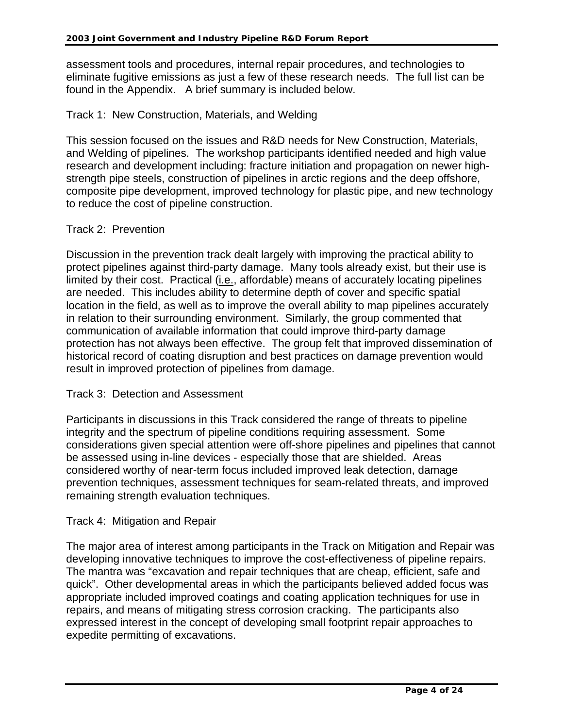assessment tools and procedures, internal repair procedures, and technologies to eliminate fugitive emissions as just a few of these research needs. The full list can be found in the Appendix. A brief summary is included below.

Track 1: New Construction, Materials, and Welding

This session focused on the issues and R&D needs for New Construction, Materials, and Welding of pipelines. The workshop participants identified needed and high value research and development including: fracture initiation and propagation on newer high-strength pipe steels, construction of pipelines in arctic regions and the deep offshore, composite pipe development, improved technology for plastic pipe, and new technology to reduce the cost of pipeline construction.

Track 2: Prevention

Discussion in the prevention track dealt largely with improving the practical ability to protect pipelines against third-party damage. Many tools already exist, but their use is limited by their cost. Practical (i.e., affordable) means of accurately locating pipelines are needed. This includes ability to determine depth of cover and specific spatial location in the field, as well as to improve the overall ability to map pipelines accurately in relation to their surrounding environment. Similarly, the group commented that communication of available information that could improve third-party damage protection has not always been effective. The group felt that improved dissemination of historical record of coating disruption and best practices on damage prevention would result in improved protection of pipelines from damage.

Track 3: Detection and Assessment

Participants in discussions in this Track considered the range of threats to pipeline integrity and the spectrum of pipeline conditions requiring assessment. Some considerations given special attention were off-shore pipelines and pipelines that cannot be assessed using in-line devices - especially those that are shielded. Areas considered worthy of near-term focus included improved leak detection, damage prevention techniques, assessment techniques for seam-related threats, and improved remaining strength evaluation techniques.

Track 4: Mitigation and Repair

The major area of interest among participants in the Track on Mitigation and Repair was developing innovative techniques to improve the cost-effectiveness of pipeline repairs. The mantra was "excavation and repair techniques that are cheap, efficient, safe and quick". Other developmental areas in which the participants believed added focus was appropriate included improved coatings and coating application techniques for use in repairs, and means of mitigating stress corrosion cracking. The participants also expressed interest in the concept of developing small footprint repair approaches to expedite permitting of excavations.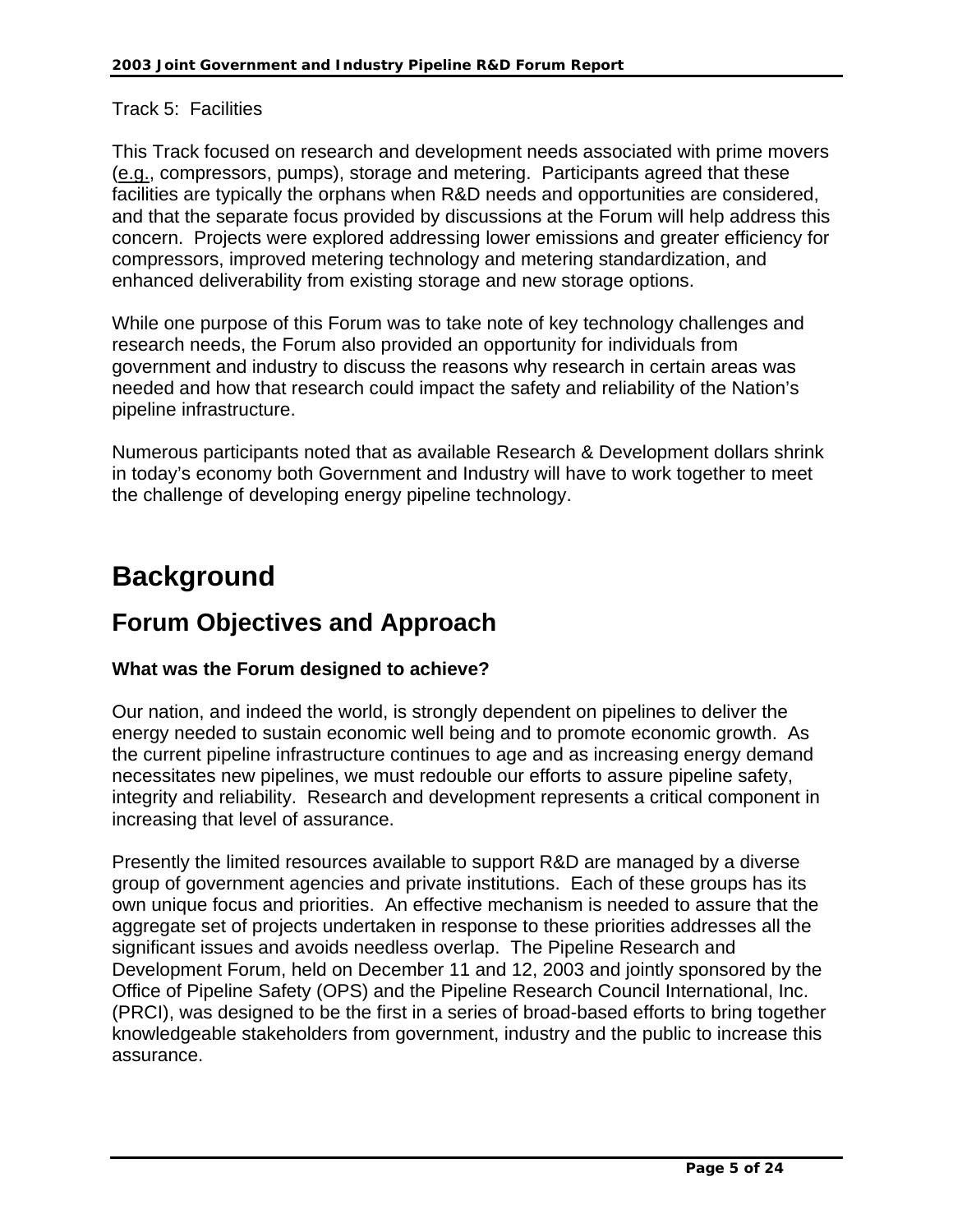Track 5: Facilities

This Track focused on research and development needs associated with prime movers (e.g., compressors, pumps), storage and metering. Participants agreed that these facilities are typically the orphans when R&D needs and opportunities are considered, and that the separate focus provided by discussions at the Forum will help address this concern. Projects were explored addressing lower emissions and greater efficiency for compressors, improved metering technology and metering standardization, and enhanced deliverability from existing storage and new storage options.

While one purpose of this Forum was to take note of key technology challenges and research needs, the Forum also provided an opportunity for individuals from government and industry to discuss the reasons why research in certain areas was needed and how that research could impact the safety and reliability of the Nation's pipeline infrastructure.

Numerous participants noted that as available Research & Development dollars shrink in today's economy both Government and Industry will have to work together to meet the challenge of developing energy pipeline technology.

# Background

## Forum Objectives and Approach

**What was the Forum designed to achieve?**

Our nation, and indeed the world, is strongly dependent on pipelines to deliver the energy needed to sustain economic well being and to promote economic growth. As the current pipeline infrastructure continues to age and as increasing energy demand necessitates new pipelines, we must redouble our efforts to assure pipeline safety, integrity and reliability. Research and development represents a critical component in increasing that level of assurance.

Presently the limited resources available to support R&D are managed by a diverse group of government agencies and private institutions. Each of these groups has its own unique focus and priorities. An effective mechanism is needed to assure that the aggregate set of projects undertaken in response to these priorities addresses all the significant issues and avoids needless overlap. The Pipeline Research and Development Forum, held on December 11 and 12, 2003 and jointly sponsored by the Office of Pipeline Safety (OPS) and the Pipeline Research Council International, Inc. (PRCI), was designed to be the first in a series of broad-based efforts to bring together knowledgeable stakeholders from government, industry and the public to increase this assurance.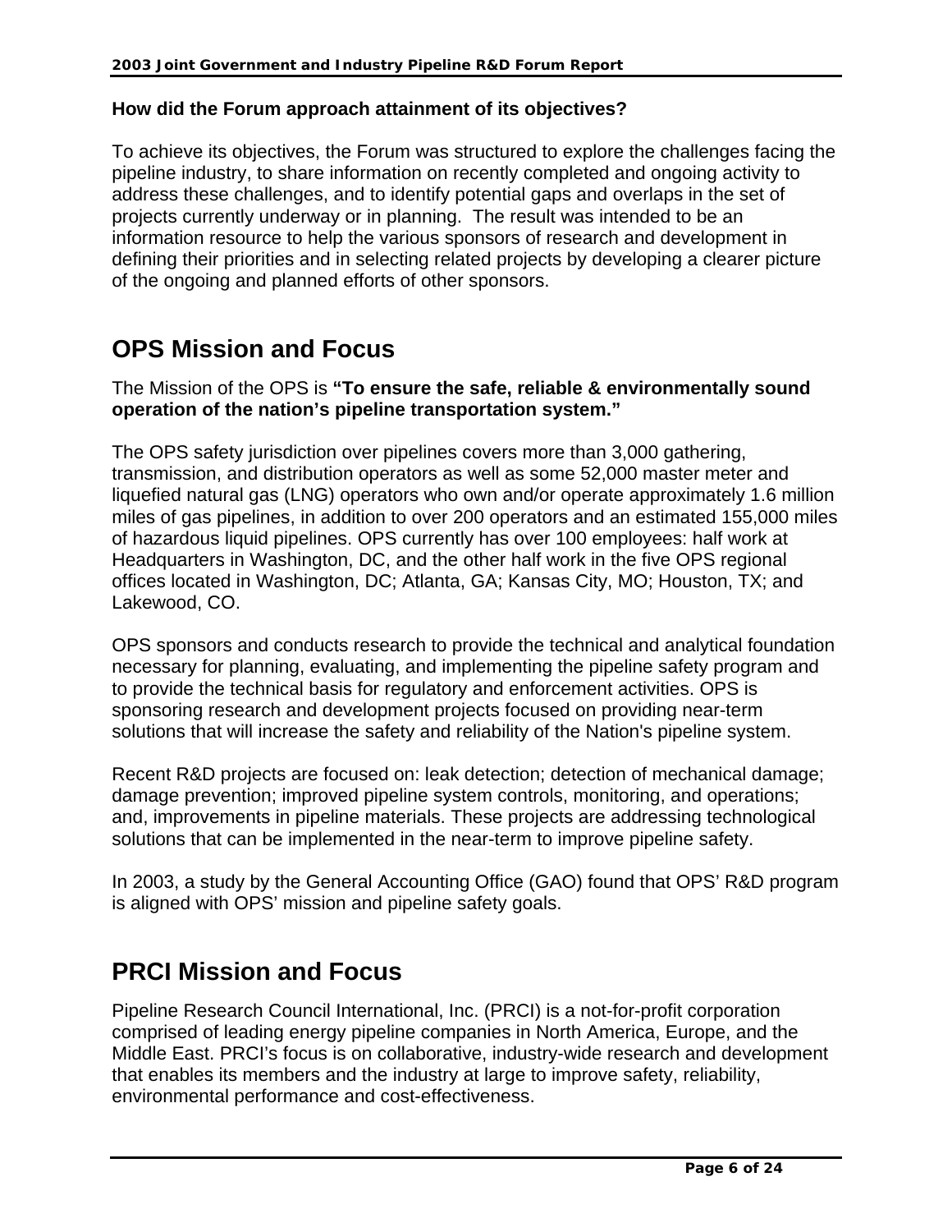**How did the Forum approach attainment of its objectives?**

To achieve its objectives, the Forum was structured to explore the challenges facing the pipeline industry, to share information on recently completed and ongoing activity to address these challenges, and to identify potential gaps and overlaps in the set of projects currently underway or in planning. The result was intended to be an information resource to help the various sponsors of research and development in defining their priorities and in selecting related projects by developing a clearer picture of the ongoing and planned efforts of other sponsors.

## OPS Mission and Focus

The Mission of the OPS is **"To ensure the safe, reliable & environmentally sound operation of the nation's pipeline transportation system."**

The OPS safety jurisdiction over pipelines covers more than 3,000 gathering, transmission, and distribution operators as well as some 52,000 master meter and liquefied natural gas (LNG) operators who own and/or operate approximately 1.6 million miles of gas pipelines, in addition to over 200 operators and an estimated 155,000 miles of hazardous liquid pipelines. OPS currently has over 100 employees: half work at Headquarters in Washington, DC, and the other half work in the five OPS regional offices located in Washington, DC; Atlanta, GA; Kansas City, MO; Houston, TX; and Lakewood, CO.

OPS sponsors and conducts research to provide the technical and analytical foundation necessary for planning, evaluating, and implementing the pipeline safety program and to provide the technical basis for regulatory and enforcement activities. OPS is sponsoring research and development projects focused on providing near-term solutions that will increase the safety and reliability of the Nation's pipeline system.

Recent R&D projects are focused on: leak detection; detection of mechanical damage; damage prevention; improved pipeline system controls, monitoring, and operations; and, improvements in pipeline materials. These projects are addressing technological solutions that can be implemented in the near-term to improve pipeline safety.

In 2003, a study by the General Accounting Office (GAO) found that OPS' R&D program is aligned with OPS' mission and pipeline safety goals.

## PRCI Mission and Focus

Pipeline Research Council International, Inc. (PRCI) is a not-for-profit corporation comprised of leading energy pipeline companies in North America, Europe, and the Middle East. PRCI's focus is on collaborative, industry-wide research and development that enables its members and the industry at large to improve safety, reliability, environmental performance and cost-effectiveness.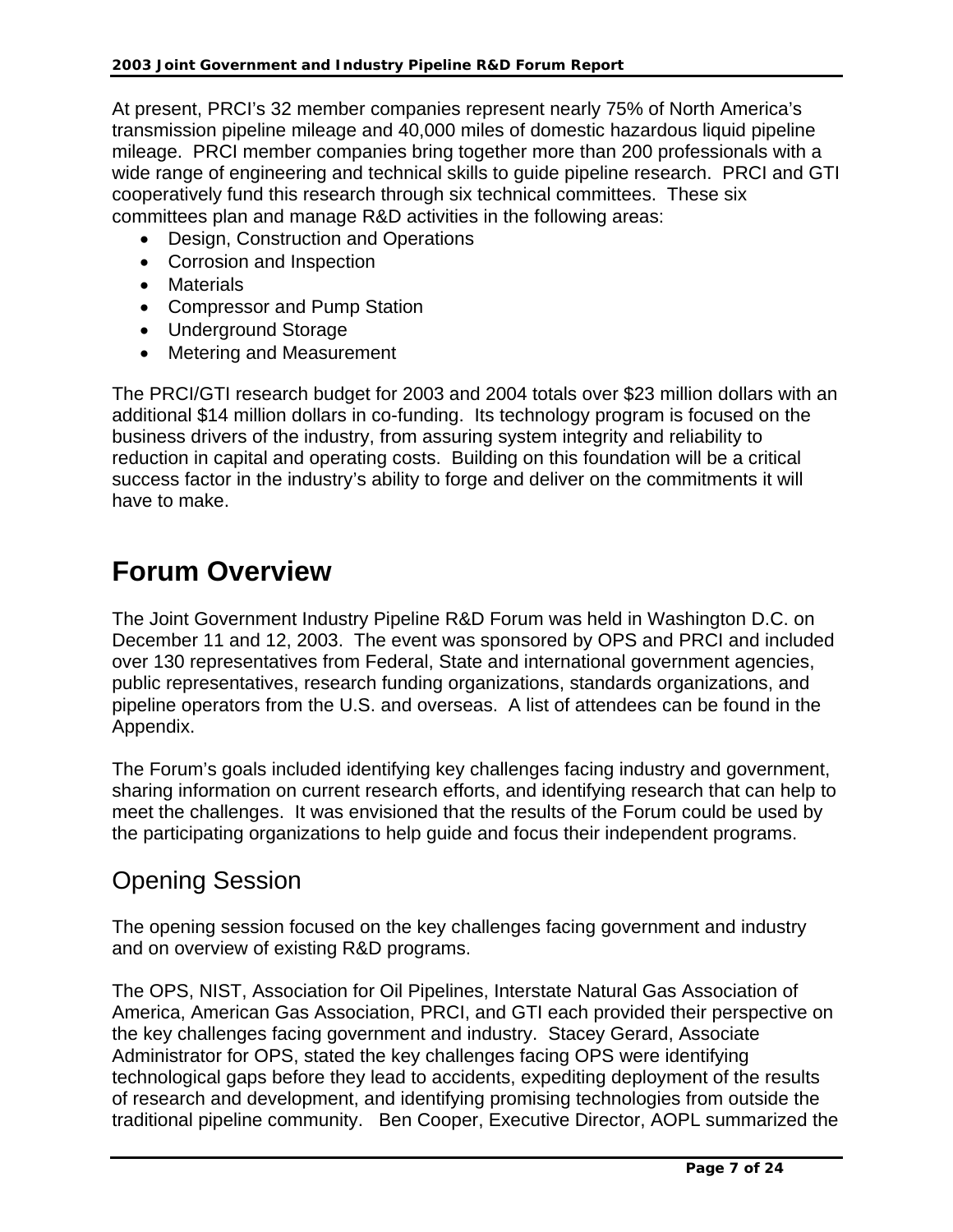At present, PRCI's 32 member companies represent nearly 75% of North America's transmission pipeline mileage and 40,000 miles of domestic hazardous liquid pipeline mileage. PRCI member companies bring together more than 200 professionals with a wide range of engineering and technical skills to guide pipeline research. PRCI and GTI cooperatively fund this research through six technical committees. These six committees plan and manage R&D activities in the following areas:

- Design, Construction and Operations
- Corrosion and Inspection
- Materials
- Compressor and Pump Station
- Underground Storage
- Metering and Measurement

The PRCI/GTI research budget for 2003 and 2004 totals over $23 million dollars with an additional $14 million dollars in co-funding. Its technology program is focused on the business drivers of the industry, from assuring system integrity and reliability to reduction in capital and operating costs. Building on this foundation will be a critical success factor in the industry's ability to forge and deliver on the commitments it will have to make.

# Forum Overview

The Joint Government Industry Pipeline R&D Forum was held in Washington D.C. on December 11 and 12, 2003. The event was sponsored by OPS and PRCI and included over 130 representatives from Federal, State and international government agencies, public representatives, research funding organizations, standards organizations, and pipeline operators from the U.S. and overseas. A list of attendees can be found in the Appendix.

The Forum's goals included identifying key challenges facing industry and government, sharing information on current research efforts, and identifying research that can help to meet the challenges. It was envisioned that the results of the Forum could be used by the participating organizations to help guide and focus their independent programs.

## Opening Session

The opening session focused on the key challenges facing government and industry and on overview of existing R&D programs.

The OPS, NIST, Association for Oil Pipelines, Interstate Natural Gas Association of America, American Gas Association, PRCI, and GTI each provided their perspective on the key challenges facing government and industry. Stacey Gerard, Associate Administrator for OPS, stated the key challenges facing OPS were identifying technological gaps before they lead to accidents, expediting deployment of the results of research and development, and identifying promising technologies from outside the traditional pipeline community. Ben Cooper, Executive Director, AOPL summarized the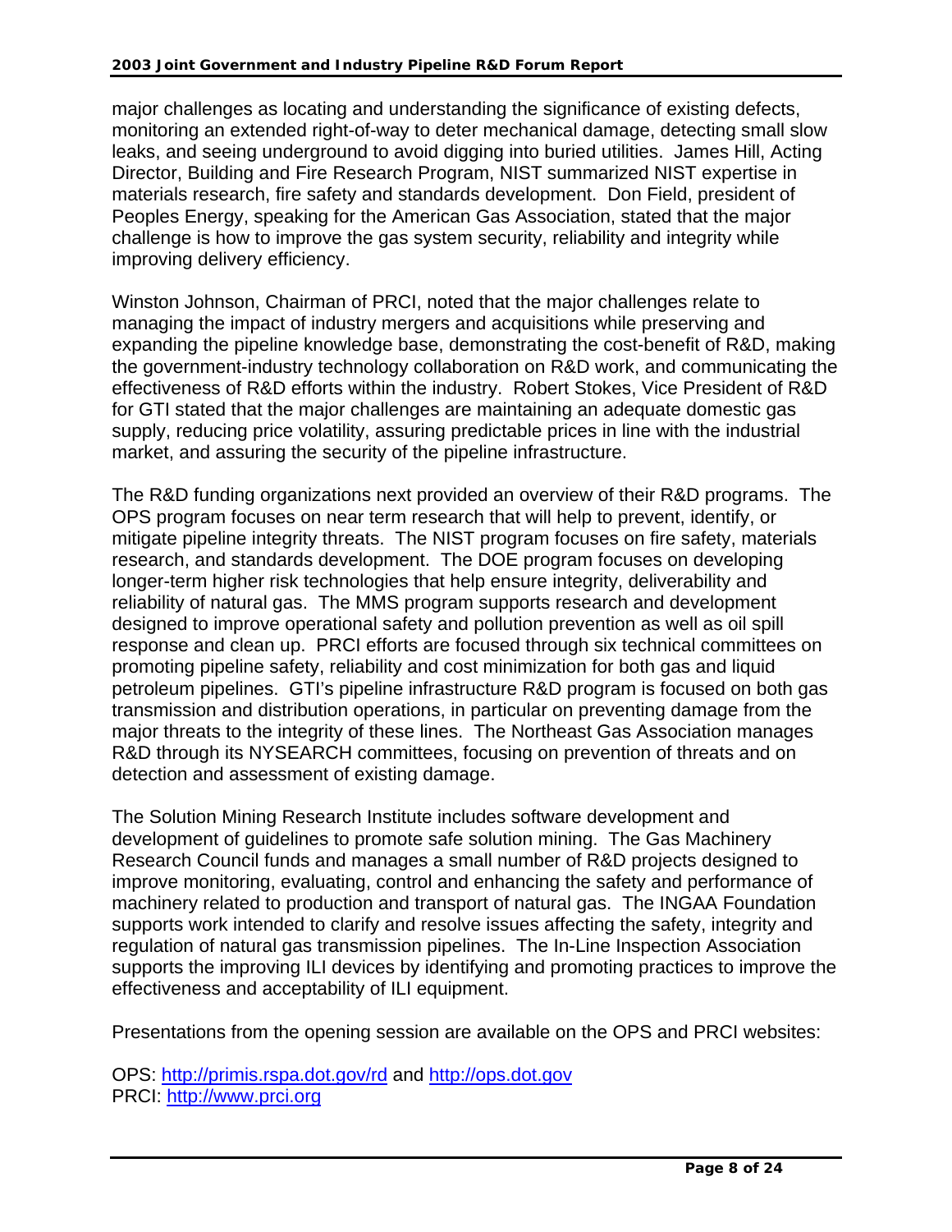major challenges as locating and understanding the significance of existing defects, monitoring an extended right-of-way to deter mechanical damage, detecting small slow leaks, and seeing underground to avoid digging into buried utilities. James Hill, Acting Director, Building and Fire Research Program, NIST summarized NIST expertise in materials research, fire safety and standards development. Don Field, president of Peoples Energy, speaking for the American Gas Association, stated that the major challenge is how to improve the gas system security, reliability and integrity while improving delivery efficiency.

Winston Johnson, Chairman of PRCI, noted that the major challenges relate to managing the impact of industry mergers and acquisitions while preserving and expanding the pipeline knowledge base, demonstrating the cost-benefit of R&D, making the government-industry technology collaboration on R&D work, and communicating the effectiveness of R&D efforts within the industry. Robert Stokes, Vice President of R&D for GTI stated that the major challenges are maintaining an adequate domestic gas supply, reducing price volatility, assuring predictable prices in line with the industrial market, and assuring the security of the pipeline infrastructure.

The R&D funding organizations next provided an overview of their R&D programs. The OPS program focuses on near term research that will help to prevent, identify, or mitigate pipeline integrity threats. The NIST program focuses on fire safety, materials research, and standards development. The DOE program focuses on developing longer-term higher risk technologies that help ensure integrity, deliverability and reliability of natural gas. The MMS program supports research and development designed to improve operational safety and pollution prevention as well as oil spill response and clean up. PRCI efforts are focused through six technical committees on promoting pipeline safety, reliability and cost minimization for both gas and liquid petroleum pipelines. GTI's pipeline infrastructure R&D program is focused on both gas transmission and distribution operations, in particular on preventing damage from the major threats to the integrity of these lines. The Northeast Gas Association manages R&D through its NYSEARCH committees, focusing on prevention of threats and on detection and assessment of existing damage.

The Solution Mining Research Institute includes software development and development of guidelines to promote safe solution mining. The Gas Machinery Research Council funds and manages a small number of R&D projects designed to improve monitoring, evaluating, control and enhancing the safety and performance of machinery related to production and transport of natural gas. The INGAA Foundation supports work intended to clarify and resolve issues affecting the safety, integrity and regulation of natural gas transmission pipelines. The In-Line Inspection Association supports the improving ILI devices by identifying and promoting practices to improve the effectiveness and acceptability of ILI equipment.

Presentations from the opening session are available on the OPS and PRCI websites:

OPS: http://primis.rspa.dot.gov/rd and http://ops.dot.gov
PRCI: http://www.prci.org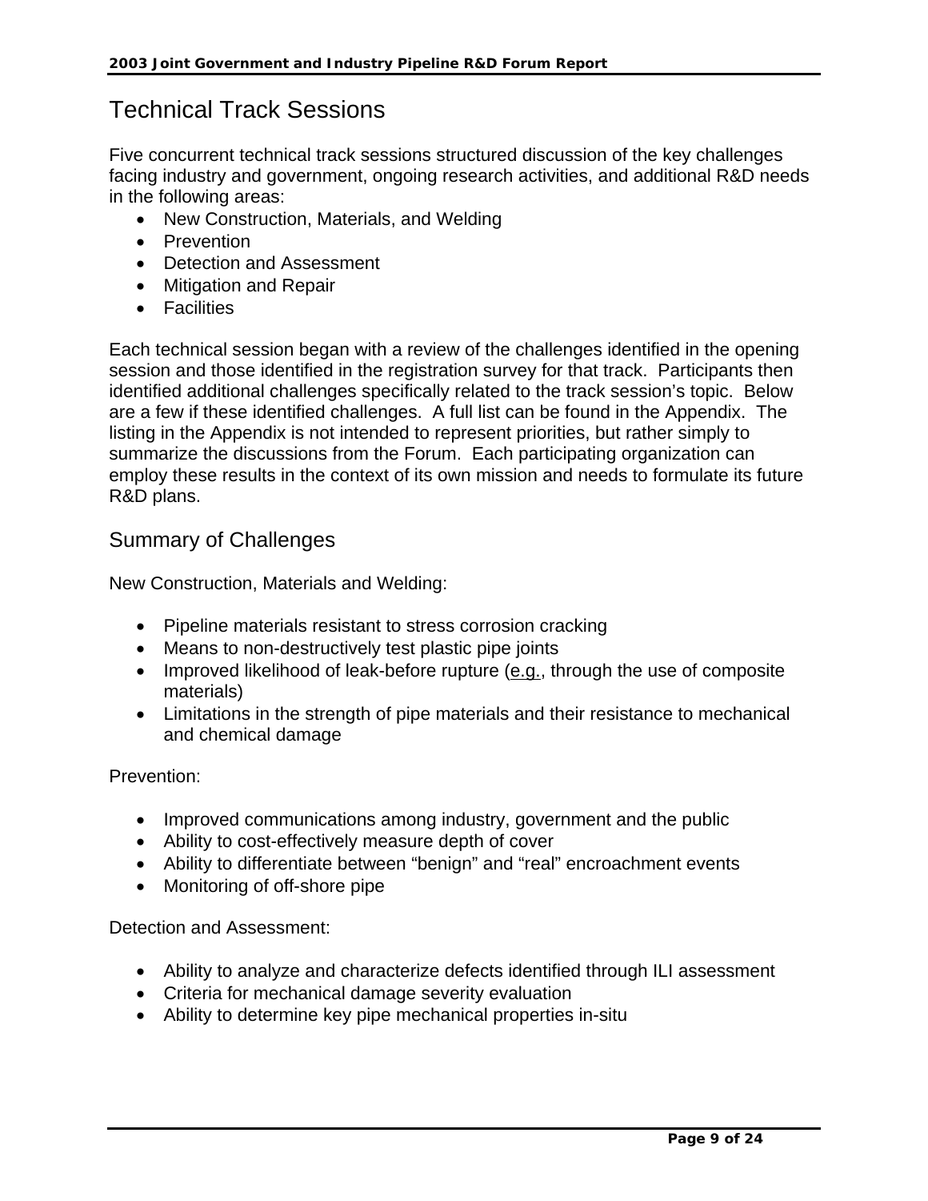# Technical Track Sessions

Five concurrent technical track sessions structured discussion of the key challenges facing industry and government, ongoing research activities, and additional R&D needs in the following areas:

- New Construction, Materials, and Welding
- Prevention
- Detection and Assessment
- Mitigation and Repair
- Facilities

Each technical session began with a review of the challenges identified in the opening session and those identified in the registration survey for that track. Participants then identified additional challenges specifically related to the track session's topic. Below are a few if these identified challenges. A full list can be found in the Appendix. The listing in the Appendix is not intended to represent priorities, but rather simply to summarize the discussions from the Forum. Each participating organization can employ these results in the context of its own mission and needs to formulate its future R&D plans.

## Summary of Challenges

New Construction, Materials and Welding:

- Pipeline materials resistant to stress corrosion cracking
- Means to non-destructively test plastic pipe joints
- Improved likelihood of leak-before rupture (e.g., through the use of composite materials)
- Limitations in the strength of pipe materials and their resistance to mechanical and chemical damage

Prevention:

- Improved communications among industry, government and the public
- Ability to cost-effectively measure depth of cover
- Ability to differentiate between "benign" and "real" encroachment events
- Monitoring of off-shore pipe

Detection and Assessment:

- Ability to analyze and characterize defects identified through ILI assessment
- Criteria for mechanical damage severity evaluation
- Ability to determine key pipe mechanical properties in-situ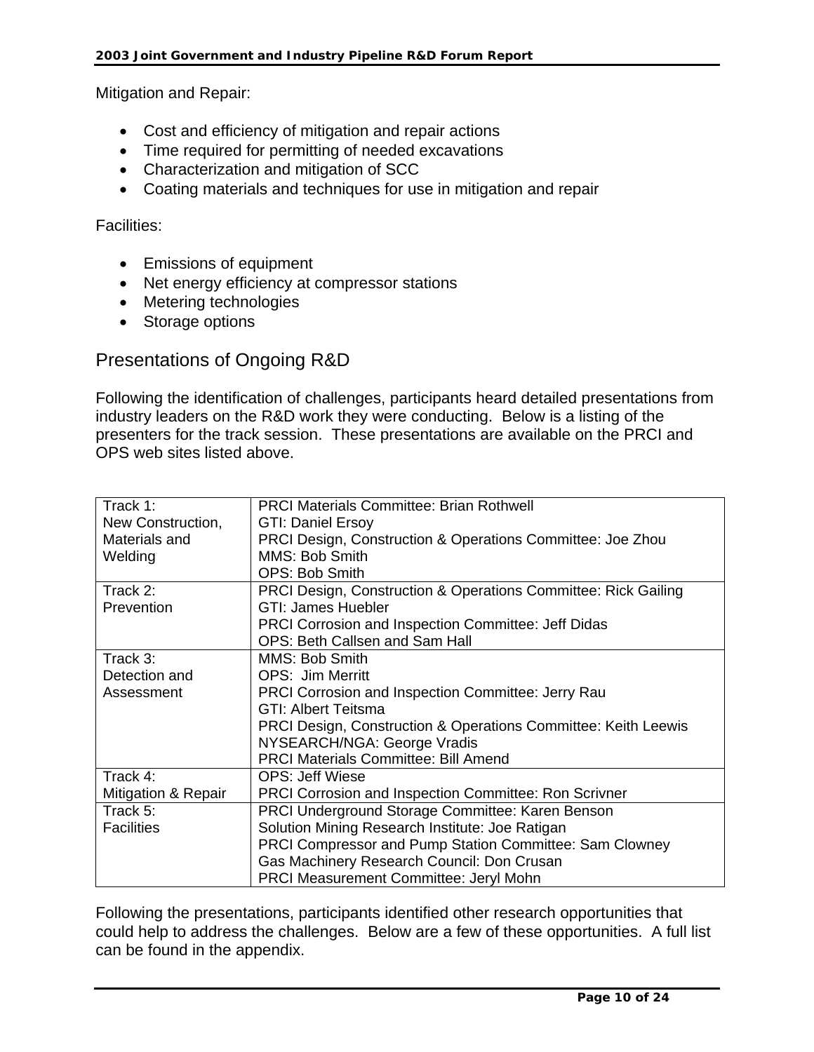Mitigation and Repair:

- Cost and efficiency of mitigation and repair actions
- Time required for permitting of needed excavations
- Characterization and mitigation of SCC
- Coating materials and techniques for use in mitigation and repair

Facilities:

- Emissions of equipment
- Net energy efficiency at compressor stations
- Metering technologies
- Storage options

## Presentations of Ongoing R&D

Following the identification of challenges, participants heard detailed presentations from industry leaders on the R&D work they were conducting. Below is a listing of the presenters for the track session. These presentations are available on the PRCI and OPS web sites listed above.

| Track | Presenters |
| --- | --- |
| Track 1: New Construction, Materials and Welding | PRCI Materials Committee: Brian Rothwell<br>GTI: Daniel Ersoy<br>PRCI Design, Construction & Operations Committee: Joe Zhou<br>MMS: Bob Smith<br>OPS: Bob Smith |
| Track 2: Prevention | PRCI Design, Construction & Operations Committee: Rick Gailing<br>GTI: James Huebler<br>PRCI Corrosion and Inspection Committee: Jeff Didas<br>OPS: Beth Callsen and Sam Hall |
| Track 3: Detection and Assessment | MMS: Bob Smith<br>OPS: Jim Merritt<br>PRCI Corrosion and Inspection Committee: Jerry Rau<br>GTI: Albert Teitsma<br>PRCI Design, Construction & Operations Committee: Keith Leewis<br>NYSEARCH/NGA: George Vradis<br>PRCI Materials Committee: Bill Amend |
| Track 4: Mitigation & Repair | OPS: Jeff Wiese<br>PRCI Corrosion and Inspection Committee: Ron Scrivner |
| Track 5: Facilities | PRCI Underground Storage Committee: Karen Benson<br>Solution Mining Research Institute: Joe Ratigan<br>PRCI Compressor and Pump Station Committee: Sam Clowney<br>Gas Machinery Research Council: Don Crusan<br>PRCI Measurement Committee: Jeryl Mohn |

Following the presentations, participants identified other research opportunities that could help to address the challenges. Below are a few of these opportunities. A full list can be found in the appendix.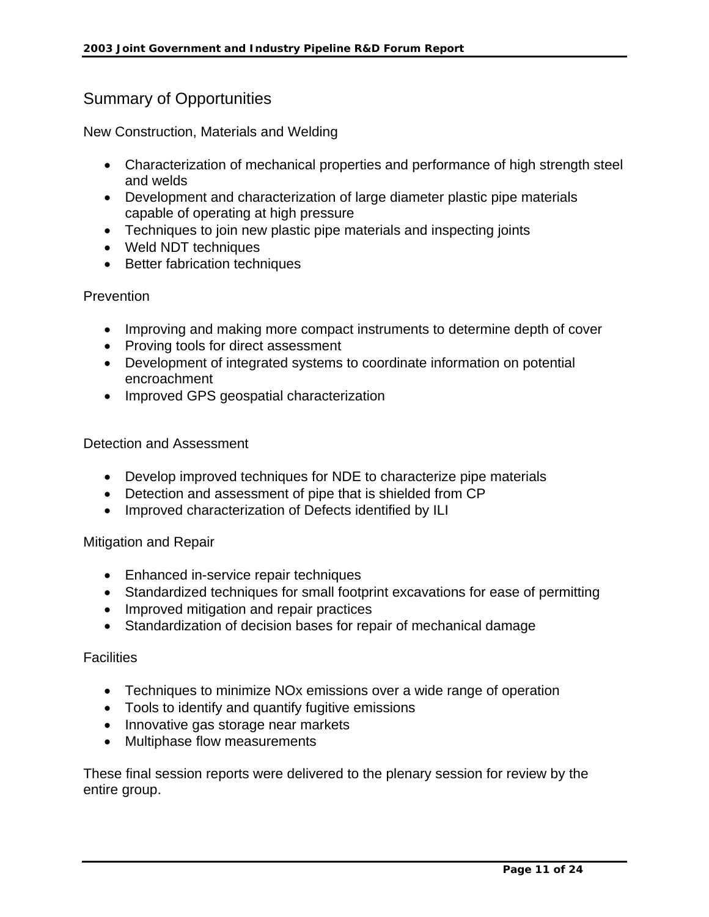## Summary of Opportunities

New Construction, Materials and Welding

- Characterization of mechanical properties and performance of high strength steel and welds
- Development and characterization of large diameter plastic pipe materials capable of operating at high pressure
- Techniques to join new plastic pipe materials and inspecting joints
- Weld NDT techniques
- Better fabrication techniques

Prevention

- Improving and making more compact instruments to determine depth of cover
- Proving tools for direct assessment
- Development of integrated systems to coordinate information on potential encroachment
- Improved GPS geospatial characterization

Detection and Assessment

- Develop improved techniques for NDE to characterize pipe materials
- Detection and assessment of pipe that is shielded from CP
- Improved characterization of Defects identified by ILI

Mitigation and Repair

- Enhanced in-service repair techniques
- Standardized techniques for small footprint excavations for ease of permitting
- Improved mitigation and repair practices
- Standardization of decision bases for repair of mechanical damage

Facilities

- Techniques to minimize NOx emissions over a wide range of operation
- Tools to identify and quantify fugitive emissions
- Innovative gas storage near markets
- Multiphase flow measurements

These final session reports were delivered to the plenary session for review by the entire group.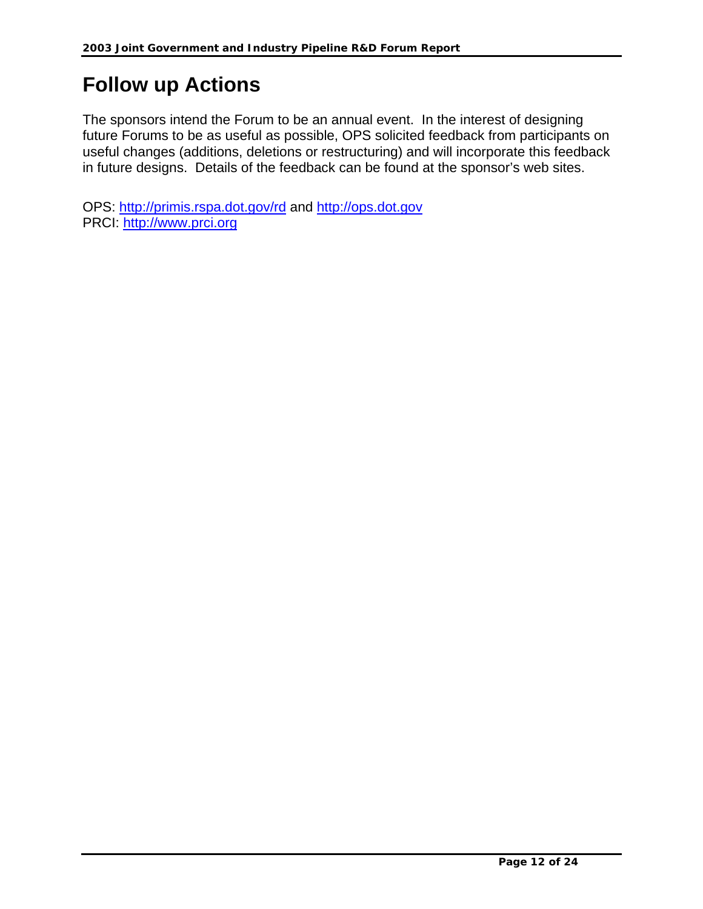# Follow up Actions

The sponsors intend the Forum to be an annual event. In the interest of designing future Forums to be as useful as possible, OPS solicited feedback from participants on useful changes (additions, deletions or restructuring) and will incorporate this feedback in future designs. Details of the feedback can be found at the sponsor's web sites.

OPS: http://primis.rspa.dot.gov/rd and http://ops.dot.gov
PRCI: http://www.prci.org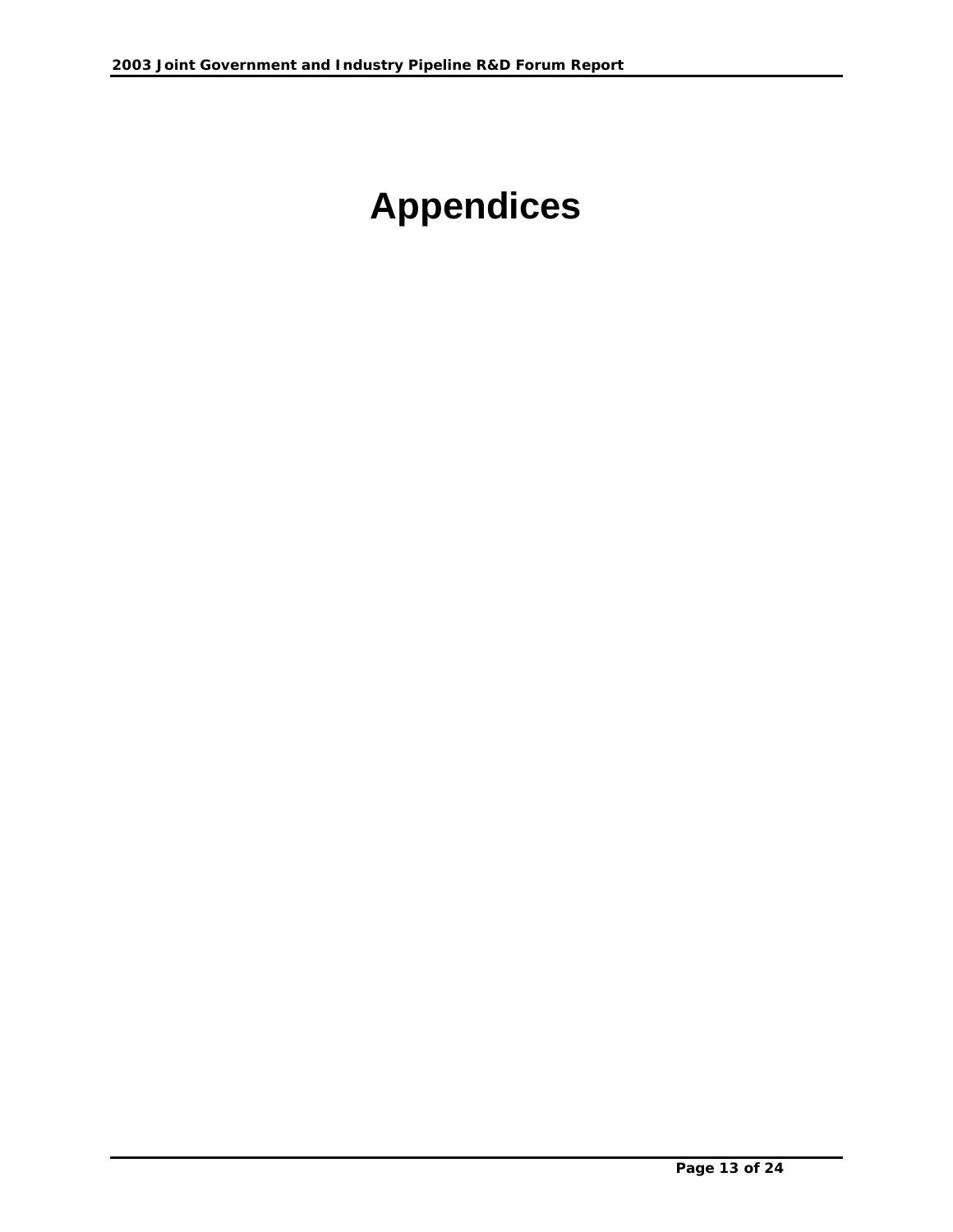# Appendices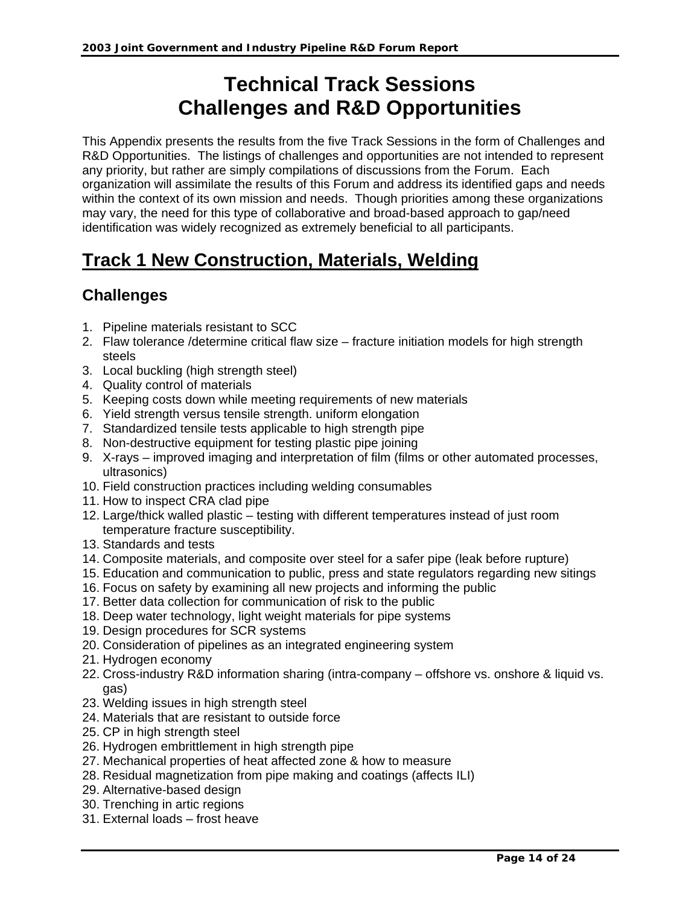# Technical Track Sessions
# Challenges and R&D Opportunities

This Appendix presents the results from the five Track Sessions in the form of Challenges and R&D Opportunities. The listings of challenges and opportunities are not intended to represent any priority, but rather are simply compilations of discussions from the Forum. Each organization will assimilate the results of this Forum and address its identified gaps and needs within the context of its own mission and needs. Though priorities among these organizations may vary, the need for this type of collaborative and broad-based approach to gap/need identification was widely recognized as extremely beneficial to all participants.

## Track 1 New Construction, Materials, Welding

### Challenges

1. Pipeline materials resistant to SCC
2. Flaw tolerance /determine critical flaw size – fracture initiation models for high strength steels
3. Local buckling (high strength steel)
4. Quality control of materials
5. Keeping costs down while meeting requirements of new materials
6. Yield strength versus tensile strength. uniform elongation
7. Standardized tensile tests applicable to high strength pipe
8. Non-destructive equipment for testing plastic pipe joining
9. X-rays – improved imaging and interpretation of film (films or other automated processes, ultrasonics)
10. Field construction practices including welding consumables
11. How to inspect CRA clad pipe
12. Large/thick walled plastic – testing with different temperatures instead of just room temperature fracture susceptibility.
13. Standards and tests
14. Composite materials, and composite over steel for a safer pipe (leak before rupture)
15. Education and communication to public, press and state regulators regarding new sitings
16. Focus on safety by examining all new projects and informing the public
17. Better data collection for communication of risk to the public
18. Deep water technology, light weight materials for pipe systems
19. Design procedures for SCR systems
20. Consideration of pipelines as an integrated engineering system
21. Hydrogen economy
22. Cross-industry R&D information sharing (intra-company – offshore vs. onshore & liquid vs. gas)
23. Welding issues in high strength steel
24. Materials that are resistant to outside force
25. CP in high strength steel
26. Hydrogen embrittlement in high strength pipe
27. Mechanical properties of heat affected zone & how to measure
28. Residual magnetization from pipe making and coatings (affects ILI)
29. Alternative-based design
30. Trenching in artic regions
31. External loads – frost heave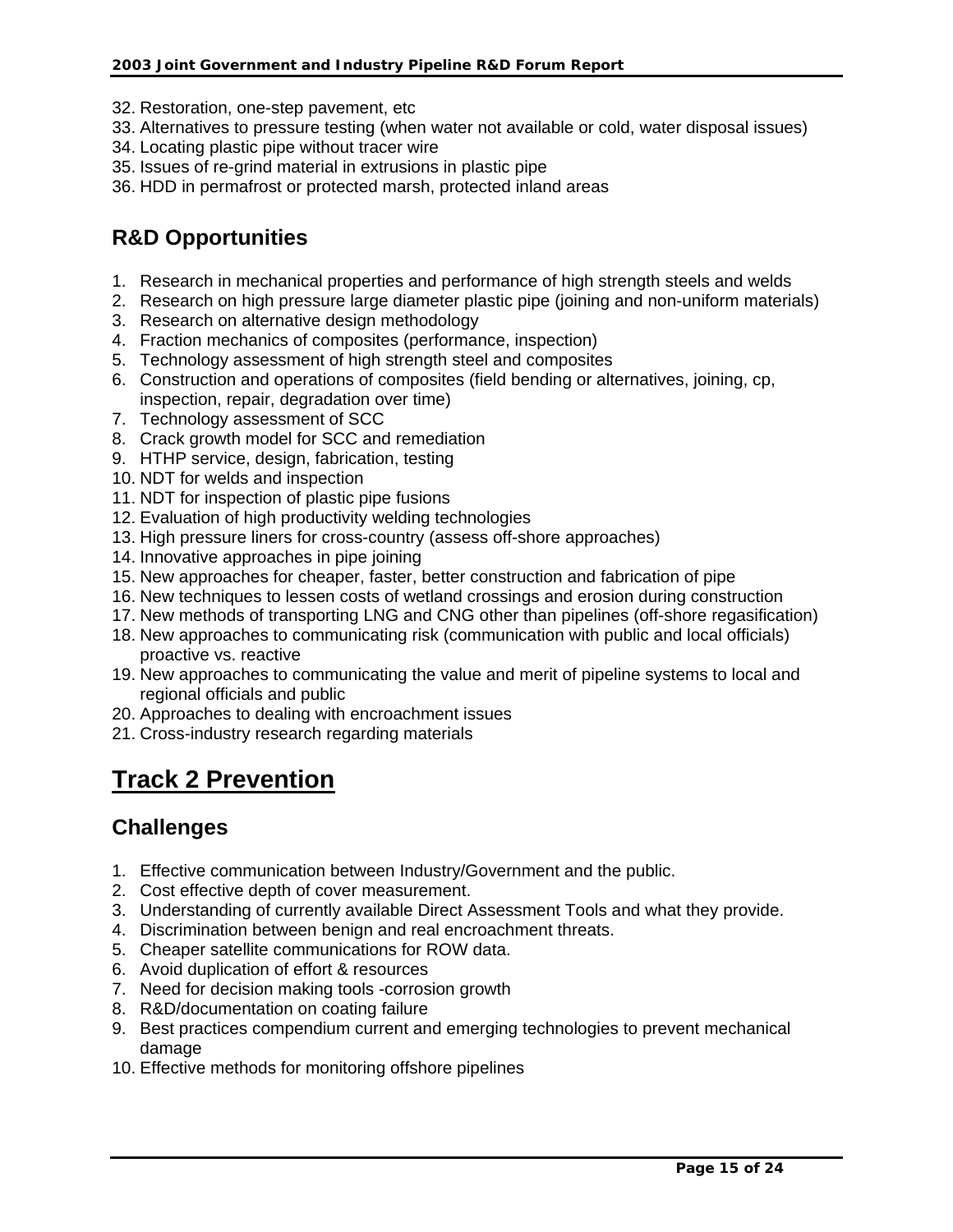32. Restoration, one-step pavement, etc
33. Alternatives to pressure testing (when water not available or cold, water disposal issues)
34. Locating plastic pipe without tracer wire
35. Issues of re-grind material in extrusions in plastic pipe
36. HDD in permafrost or protected marsh, protected inland areas

## R&D Opportunities

1. Research in mechanical properties and performance of high strength steels and welds
2. Research on high pressure large diameter plastic pipe (joining and non-uniform materials)
3. Research on alternative design methodology
4. Fraction mechanics of composites (performance, inspection)
5. Technology assessment of high strength steel and composites
6. Construction and operations of composites (field bending or alternatives, joining, cp, inspection, repair, degradation over time)
7. Technology assessment of SCC
8. Crack growth model for SCC and remediation
9. HTHP service, design, fabrication, testing
10. NDT for welds and inspection
11. NDT for inspection of plastic pipe fusions
12. Evaluation of high productivity welding technologies
13. High pressure liners for cross-country (assess off-shore approaches)
14. Innovative approaches in pipe joining
15. New approaches for cheaper, faster, better construction and fabrication of pipe
16. New techniques to lessen costs of wetland crossings and erosion during construction
17. New methods of transporting LNG and CNG other than pipelines (off-shore regasification)
18. New approaches to communicating risk (communication with public and local officials) proactive vs. reactive
19. New approaches to communicating the value and merit of pipeline systems to local and regional officials and public
20. Approaches to dealing with encroachment issues
21. Cross-industry research regarding materials

# Track 2 Prevention

## Challenges

1. Effective communication between Industry/Government and the public.
2. Cost effective depth of cover measurement.
3. Understanding of currently available Direct Assessment Tools and what they provide.
4. Discrimination between benign and real encroachment threats.
5. Cheaper satellite communications for ROW data.
6. Avoid duplication of effort & resources
7. Need for decision making tools -corrosion growth
8. R&D/documentation on coating failure
9. Best practices compendium current and emerging technologies to prevent mechanical damage
10. Effective methods for monitoring offshore pipelines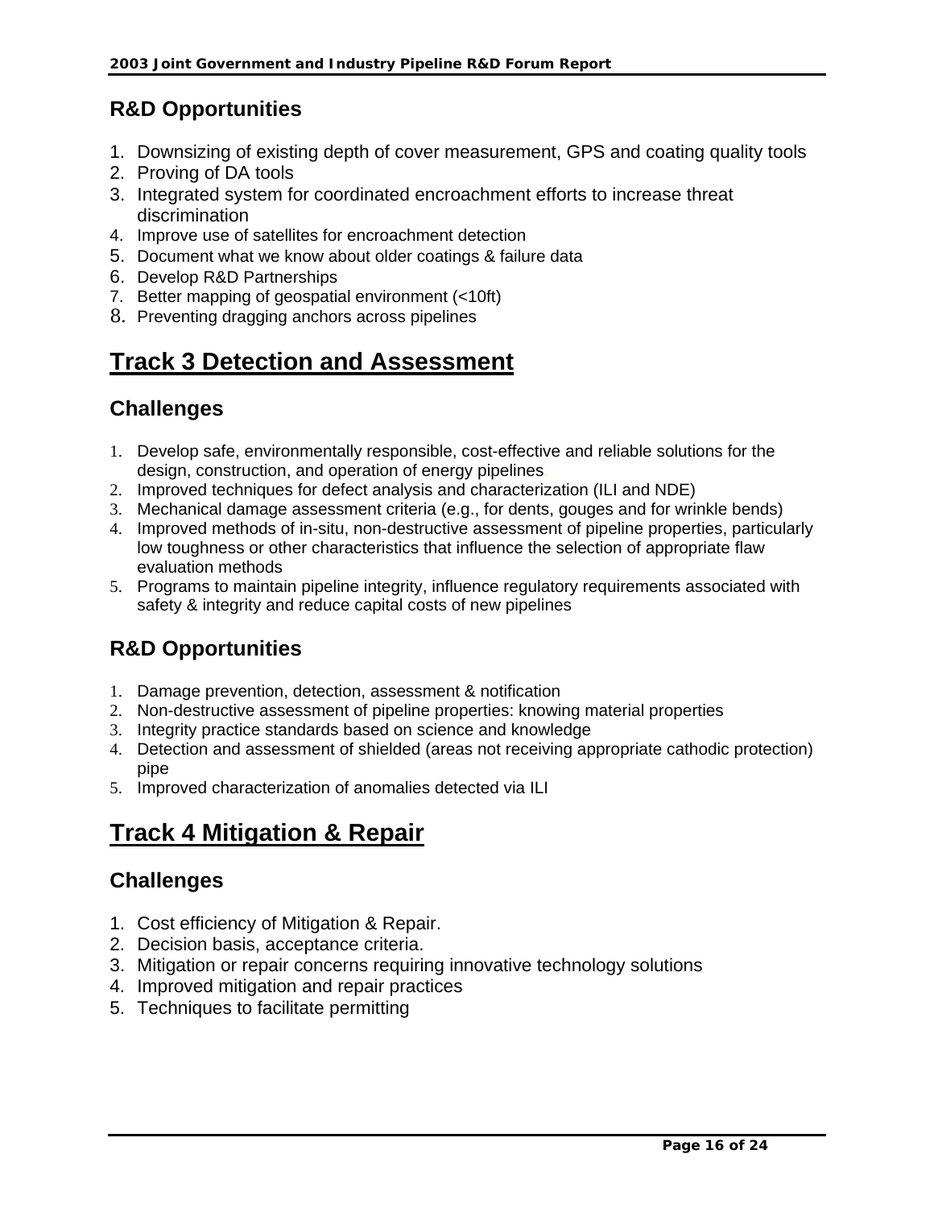### R&D Opportunities

1. Downsizing of existing depth of cover measurement, GPS and coating quality tools
2. Proving of DA tools
3. Integrated system for coordinated encroachment efforts to increase threat discrimination
4. Improve use of satellites for encroachment detection
5. Document what we know about older coatings & failure data
6. Develop R&D Partnerships
7. Better mapping of geospatial environment (<10ft)
8. Preventing dragging anchors across pipelines

## Track 3 Detection and Assessment

### Challenges

1. Develop safe, environmentally responsible, cost-effective and reliable solutions for the design, construction, and operation of energy pipelines.
2. Improved techniques for defect analysis and characterization (ILI and NDE)
3. Mechanical damage assessment criteria (e.g., for dents, gouges and for wrinkle bends)
4. Improved methods of in-situ, non-destructive assessment of pipeline properties, particularly low toughness or other characteristics that influence the selection of appropriate flaw evaluation methods
5. Programs to maintain pipeline integrity, influence regulatory requirements associated with safety & integrity and reduce capital costs of new pipelines

### R&D Opportunities

1. Damage prevention, detection, assessment & notification
2. Non-destructive assessment of pipeline properties: knowing material properties
3. Integrity practice standards based on science and knowledge
4. Detection and assessment of shielded (areas not receiving appropriate cathodic protection) pipe
5. Improved characterization of anomalies detected via ILI

## Track 4 Mitigation & Repair

### Challenges

1. Cost efficiency of Mitigation & Repair.
2. Decision basis, acceptance criteria.
3. Mitigation or repair concerns requiring innovative technology solutions
4. Improved mitigation and repair practices
5. Techniques to facilitate permitting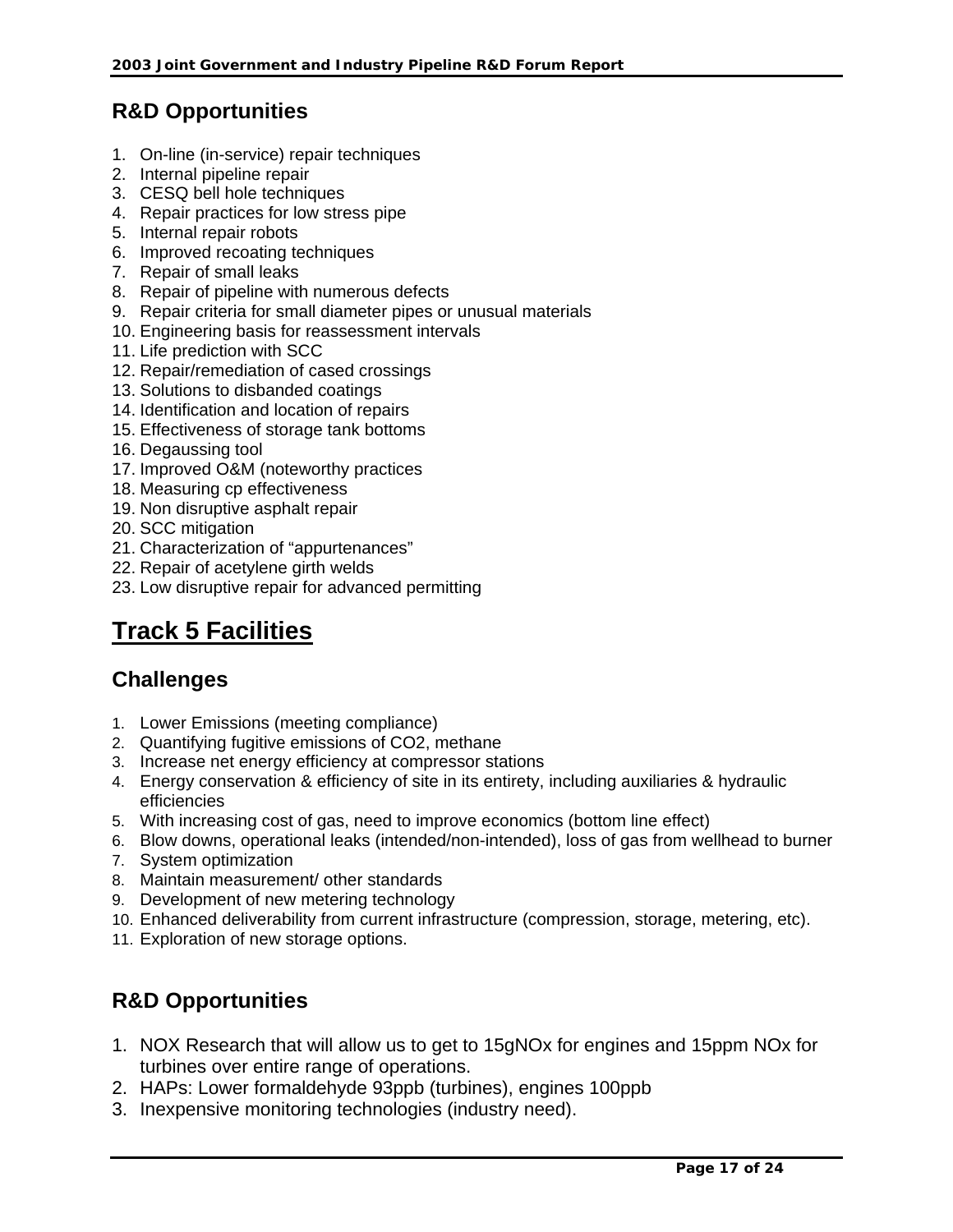## R&D Opportunities

1. On-line (in-service) repair techniques
2. Internal pipeline repair
3. CESQ bell hole techniques
4. Repair practices for low stress pipe
5. Internal repair robots
6. Improved recoating techniques
7. Repair of small leaks
8. Repair of pipeline with numerous defects
9. Repair criteria for small diameter pipes or unusual materials
10. Engineering basis for reassessment intervals
11. Life prediction with SCC
12. Repair/remediation of cased crossings
13. Solutions to disbanded coatings
14. Identification and location of repairs
15. Effectiveness of storage tank bottoms
16. Degaussing tool
17. Improved O&M (noteworthy practices
18. Measuring cp effectiveness
19. Non disruptive asphalt repair
20. SCC mitigation
21. Characterization of “appurtenances”
22. Repair of acetylene girth welds
23. Low disruptive repair for advanced permitting

# Track 5 Facilities

## Challenges

1. Lower Emissions (meeting compliance)
2. Quantifying fugitive emissions of CO2, methane
3. Increase net energy efficiency at compressor stations
4. Energy conservation & efficiency of site in its entirety, including auxiliaries & hydraulic efficiencies
5. With increasing cost of gas, need to improve economics (bottom line effect)
6. Blow downs, operational leaks (intended/non-intended), loss of gas from wellhead to burner
7. System optimization
8. Maintain measurement/ other standards
9. Development of new metering technology
10. Enhanced deliverability from current infrastructure (compression, storage, metering, etc).
11. Exploration of new storage options.

## R&D Opportunities

1. NOX Research that will allow us to get to 15gNOx for engines and 15ppm NOx for turbines over entire range of operations.
2. HAPs: Lower formaldehyde 93ppb (turbines), engines 100ppb
3. Inexpensive monitoring technologies (industry need).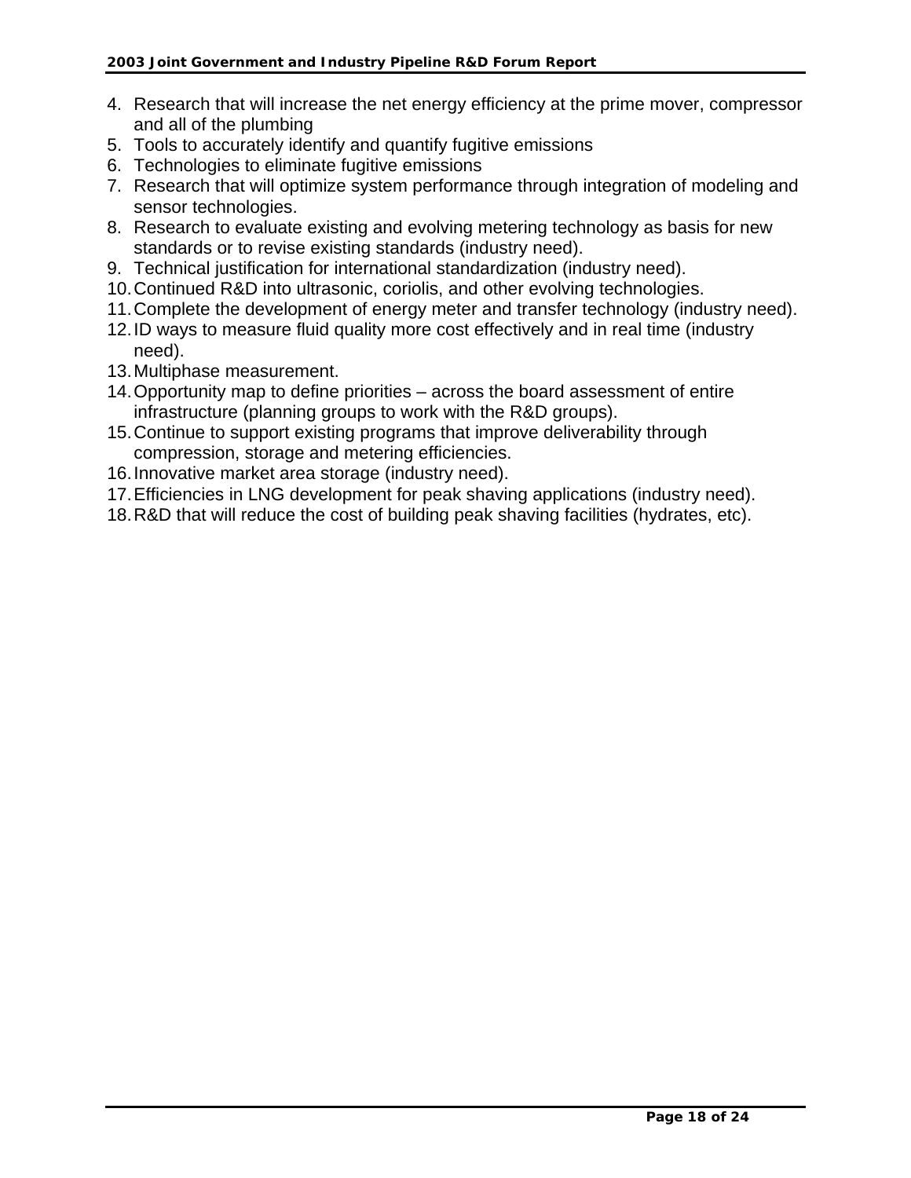4. Research that will increase the net energy efficiency at the prime mover, compressor and all of the plumbing
5. Tools to accurately identify and quantify fugitive emissions
6. Technologies to eliminate fugitive emissions
7. Research that will optimize system performance through integration of modeling and sensor technologies.
8. Research to evaluate existing and evolving metering technology as basis for new standards or to revise existing standards (industry need).
9. Technical justification for international standardization (industry need).
10. Continued R&D into ultrasonic, coriolis, and other evolving technologies.
11. Complete the development of energy meter and transfer technology (industry need).
12. ID ways to measure fluid quality more cost effectively and in real time (industry need).
13. Multiphase measurement.
14. Opportunity map to define priorities – across the board assessment of entire infrastructure (planning groups to work with the R&D groups).
15. Continue to support existing programs that improve deliverability through compression, storage and metering efficiencies.
16. Innovative market area storage (industry need).
17. Efficiencies in LNG development for peak shaving applications (industry need).
18. R&D that will reduce the cost of building peak shaving facilities (hydrates, etc).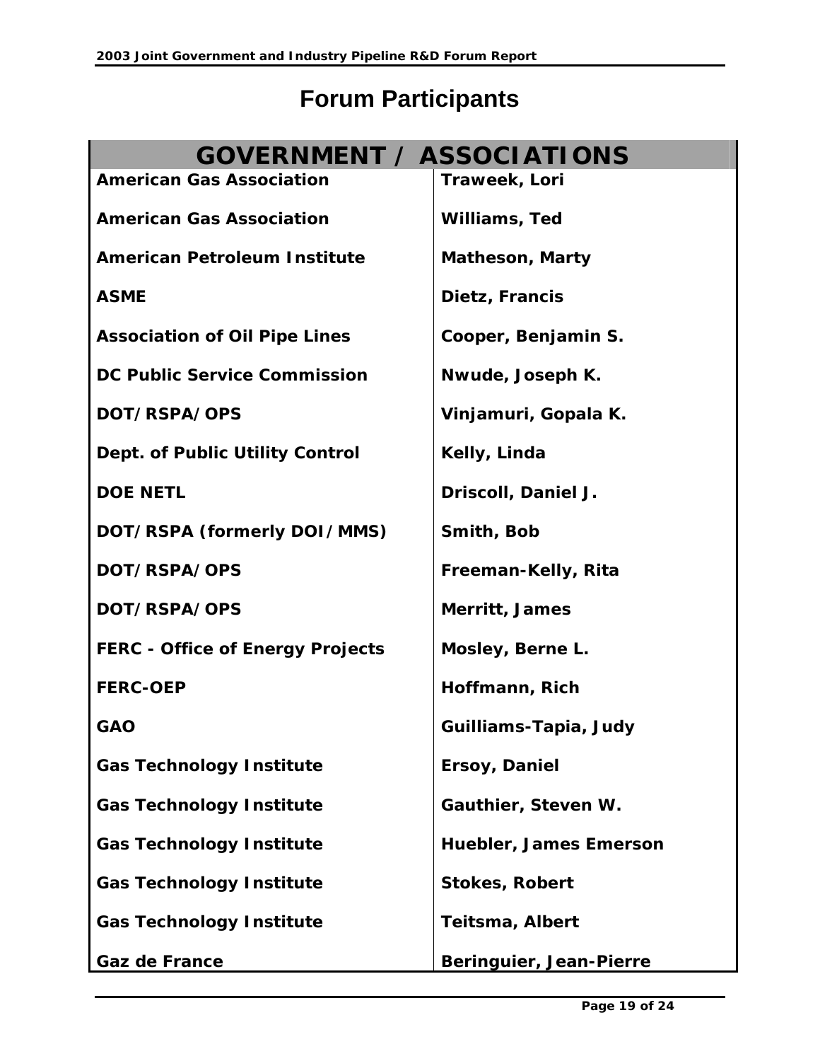# Forum Participants

| GOVERNMENT / ASSOCIATIONS | |
|---|---|
| American Gas Association | Traweek, Lori |
| American Gas Association | Williams, Ted |
| American Petroleum Institute | Matheson, Marty |
| ASME | Dietz, Francis |
| Association of Oil Pipe Lines | Cooper, Benjamin S. |
| DC Public Service Commission | Nwude, Joseph K. |
| DOT/RSPA/OPS | Vinjamuri, Gopala K. |
| Dept. of Public Utility Control | Kelly, Linda |
| DOE NETL | Driscoll, Daniel J. |
| DOT/RSPA (formerly DOI/MMS) | Smith, Bob |
| DOT/RSPA/OPS | Freeman-Kelly, Rita |
| DOT/RSPA/OPS | Merritt, James |
| FERC - Office of Energy Projects | Mosley, Berne L. |
| FERC-OEP | Hoffmann, Rich |
| GAO | Guilliams-Tapia, Judy |
| Gas Technology Institute | Ersoy, Daniel |
| Gas Technology Institute | Gauthier, Steven W. |
| Gas Technology Institute | Huebler, James Emerson |
| Gas Technology Institute | Stokes, Robert |
| Gas Technology Institute | Teitsma, Albert |
| Gaz de France | Beringuier, Jean-Pierre |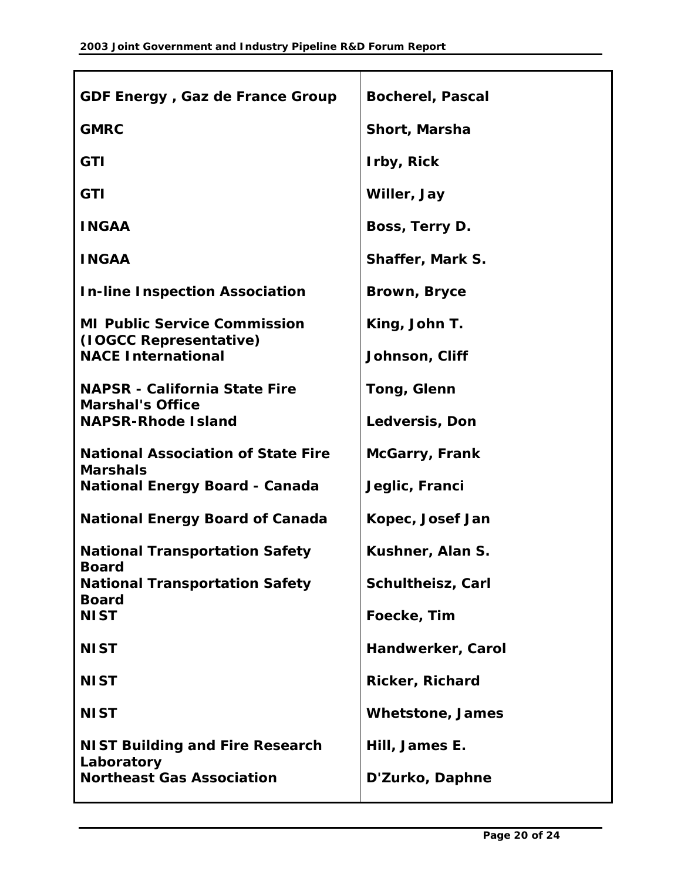| | |
|---|---|
| GDF Energy , Gaz de France Group | Bocherel, Pascal |
| GMRC | Short, Marsha |
| GTI | Irby, Rick |
| GTI | Willer, Jay |
| INGAA | Boss, Terry D. |
| INGAA | Shaffer, Mark S. |
| In-line Inspection Association | Brown, Bryce |
| MI Public Service Commission (IOGCC Representative) | King, John T. |
| NACE International | Johnson, Cliff |
| NAPSR - California State Fire Marshal's Office | Tong, Glenn |
| NAPSR-Rhode Island | Ledversis, Don |
| National Association of State Fire Marshals | McGarry, Frank |
| National Energy Board - Canada | Jeglic, Franci |
| National Energy Board of Canada | Kopec, Josef Jan |
| National Transportation Safety Board | Kushner, Alan S. |
| National Transportation Safety Board | Schultheisz, Carl |
| NIST | Foecke, Tim |
| NIST | Handwerker, Carol |
| NIST | Ricker, Richard |
| NIST | Whetstone, James |
| NIST Building and Fire Research Laboratory | Hill, James E. |
| Northeast Gas Association | D'Zurko, Daphne |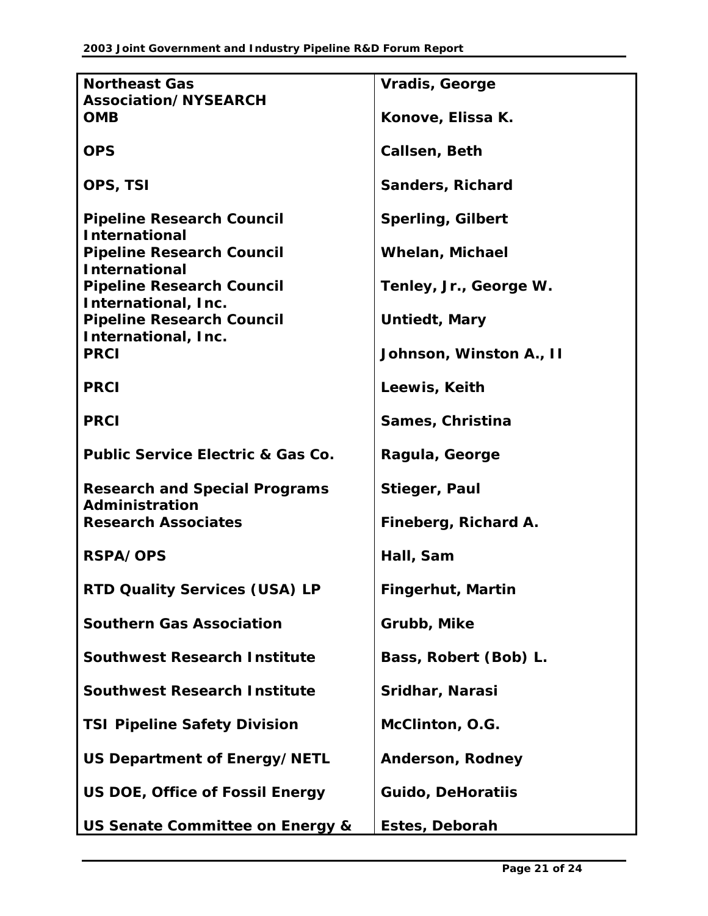| | |
|---|---|
| **Northeast Gas Association/NYSEARCH** | **Vradis, George** |
| **OMB** | **Konove, Elissa K.** |
| **OPS** | **Callsen, Beth** |
| **OPS, TSI** | **Sanders, Richard** |
| **Pipeline Research Council International** | **Sperling, Gilbert** |
| **Pipeline Research Council International** | **Whelan, Michael** |
| **Pipeline Research Council International, Inc.** | **Tenley, Jr., George W.** |
| **Pipeline Research Council International, Inc.** | **Untiedt, Mary** |
| **PRCI** | **Johnson, Winston A., II** |
| **PRCI** | **Leewis, Keith** |
| **PRCI** | **Sames, Christina** |
| **Public Service Electric & Gas Co.** | **Ragula, George** |
| **Research and Special Programs Administration** | **Stieger, Paul** |
| **Research Associates** | **Fineberg, Richard A.** |
| **RSPA/OPS** | **Hall, Sam** |
| **RTD Quality Services (USA) LP** | **Fingerhut, Martin** |
| **Southern Gas Association** | **Grubb, Mike** |
| **Southwest Research Institute** | **Bass, Robert (Bob) L.** |
| **Southwest Research Institute** | **Sridhar, Narasi** |
| **TSI Pipeline Safety Division** | **McClinton, O.G.** |
| **US Department of Energy/NETL** | **Anderson, Rodney** |
| **US DOE, Office of Fossil Energy** | **Guido, DeHoratiis** |
| **US Senate Committee on Energy &** | **Estes, Deborah** |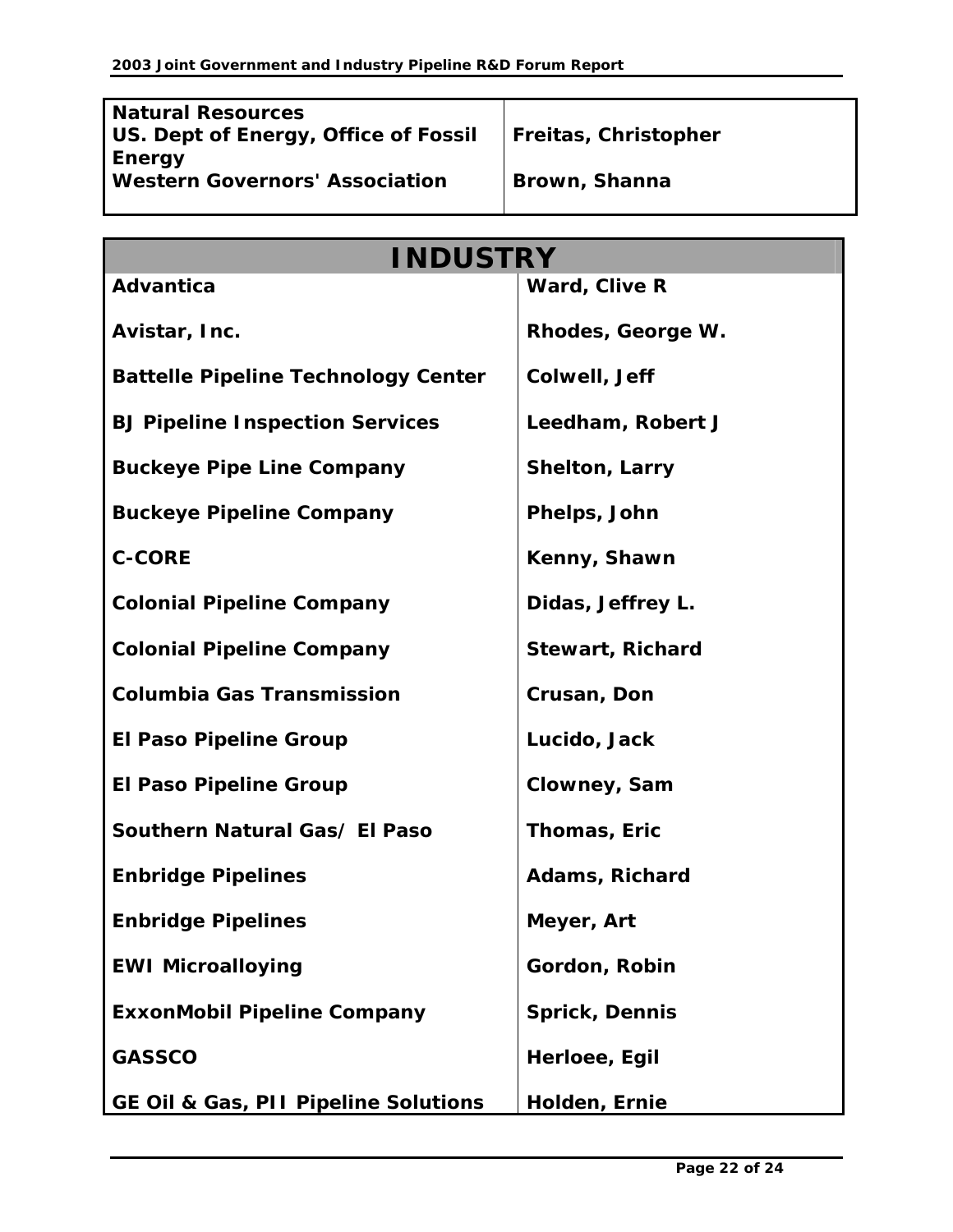| Natural Resources | |
|---|---|
| US. Dept of Energy, Office of Fossil Energy | Freitas, Christopher |
| Western Governors' Association | Brown, Shanna |

| INDUSTRY | |
|---|---|
| Advantica | Ward, Clive R |
| Avistar, Inc. | Rhodes, George W. |
| Battelle Pipeline Technology Center | Colwell, Jeff |
| BJ Pipeline Inspection Services | Leedham, Robert J |
| Buckeye Pipe Line Company | Shelton, Larry |
| Buckeye Pipeline Company | Phelps, John |
| C-CORE | Kenny, Shawn |
| Colonial Pipeline Company | Didas, Jeffrey L. |
| Colonial Pipeline Company | Stewart, Richard |
| Columbia Gas Transmission | Crusan, Don |
| El Paso Pipeline Group | Lucido, Jack |
| El Paso Pipeline Group | Clowney, Sam |
| Southern Natural Gas/ El Paso | Thomas, Eric |
| Enbridge Pipelines | Adams, Richard |
| Enbridge Pipelines | Meyer, Art |
| EWI Microalloying | Gordon, Robin |
| ExxonMobil Pipeline Company | Sprick, Dennis |
| GASSCO | Herloee, Egil |
| GE Oil & Gas, PII Pipeline Solutions | Holden, Ernie |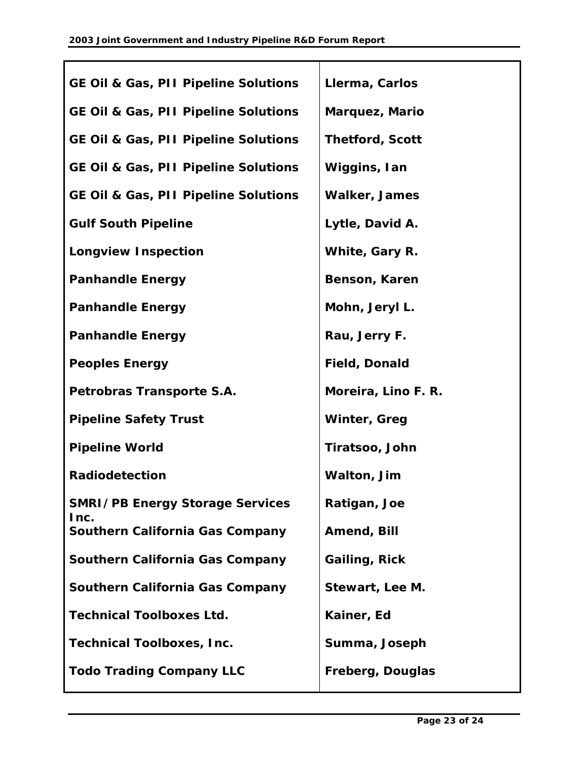| | |
|---|---|
| **GE Oil & Gas, PII Pipeline Solutions** | **Llerma, Carlos** |
| **GE Oil & Gas, PII Pipeline Solutions** | **Marquez, Mario** |
| **GE Oil & Gas, PII Pipeline Solutions** | **Thetford, Scott** |
| **GE Oil & Gas, PII Pipeline Solutions** | **Wiggins, Ian** |
| **GE Oil & Gas, PII Pipeline Solutions** | **Walker, James** |
| **Gulf South Pipeline** | **Lytle, David A.** |
| **Longview Inspection** | **White, Gary R.** |
| **Panhandle Energy** | **Benson, Karen** |
| **Panhandle Energy** | **Mohn, Jeryl L.** |
| **Panhandle Energy** | **Rau, Jerry F.** |
| **Peoples Energy** | **Field, Donald** |
| **Petrobras Transporte S.A.** | **Moreira, Lino F. R.** |
| **Pipeline Safety Trust** | **Winter, Greg** |
| **Pipeline World** | **Tiratsoo, John** |
| **Radiodetection** | **Walton, Jim** |
| **SMRI/PB Energy Storage Services Inc.** | **Ratigan, Joe** |
| **Southern California Gas Company** | **Amend, Bill** |
| **Southern California Gas Company** | **Gailing, Rick** |
| **Southern California Gas Company** | **Stewart, Lee M.** |
| **Technical Toolboxes Ltd.** | **Kainer, Ed** |
| **Technical Toolboxes, Inc.** | **Summa, Joseph** |
| **Todo Trading Company LLC** | **Freberg, Douglas** |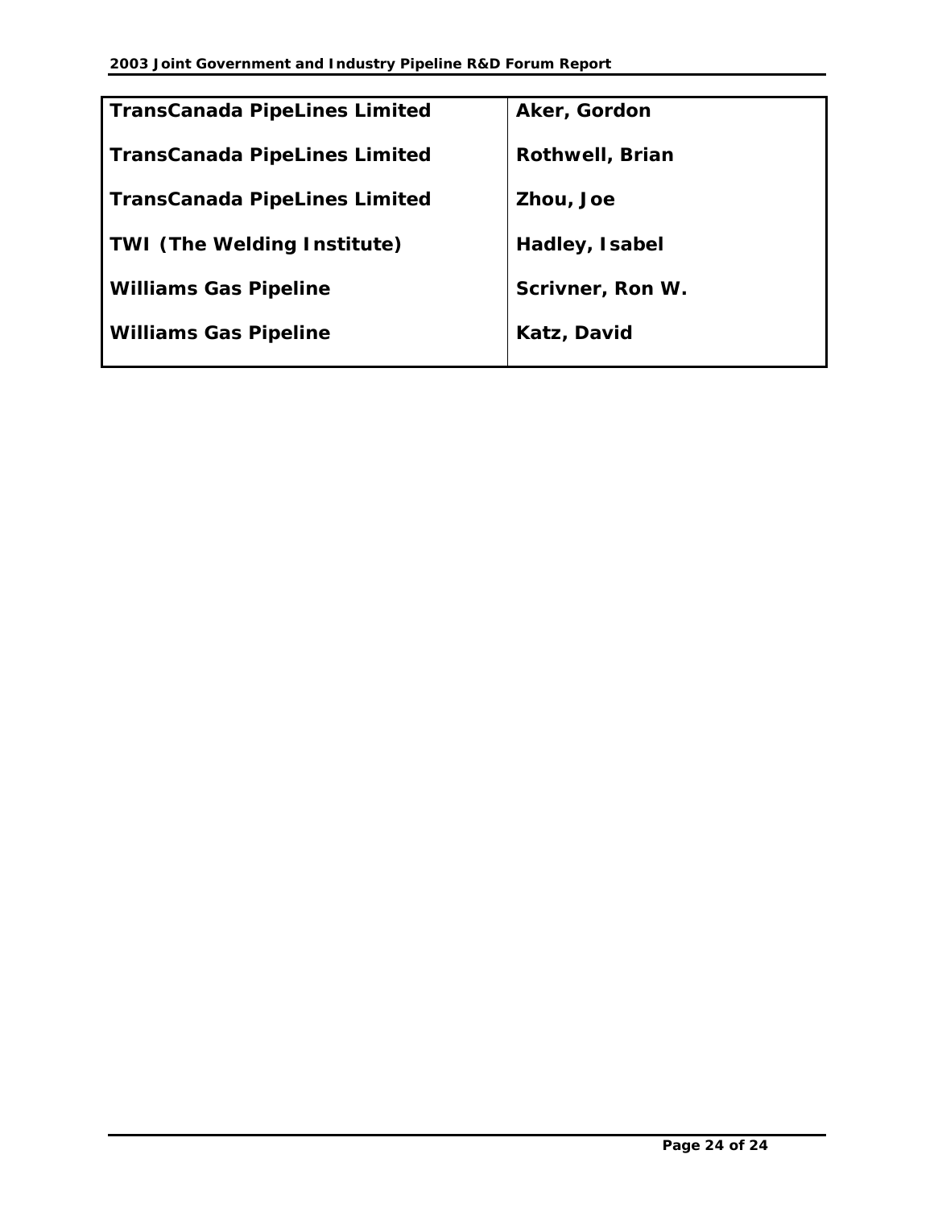| | |
|---|---|
| **TransCanada PipeLines Limited** | **Aker, Gordon** |
| **TransCanada PipeLines Limited** | **Rothwell, Brian** |
| **TransCanada PipeLines Limited** | **Zhou, Joe** |
| **TWI (The Welding Institute)** | **Hadley, Isabel** |
| **Williams Gas Pipeline** | **Scrivner, Ron W.** |
| **Williams Gas Pipeline** | **Katz, David** |